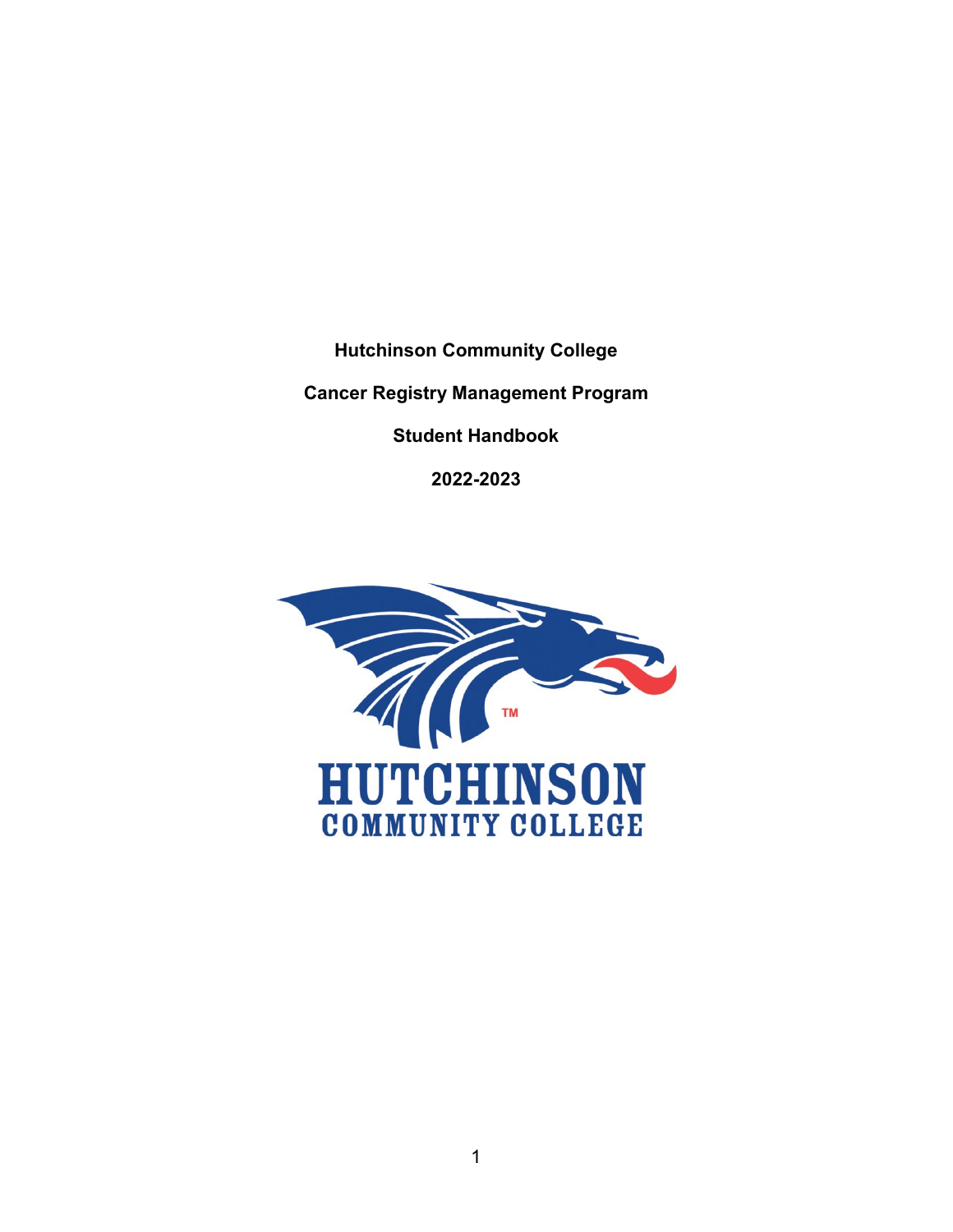**Hutchinson Community College**

**Cancer Registry Management Program**

**Student Handbook**

**2022-2023**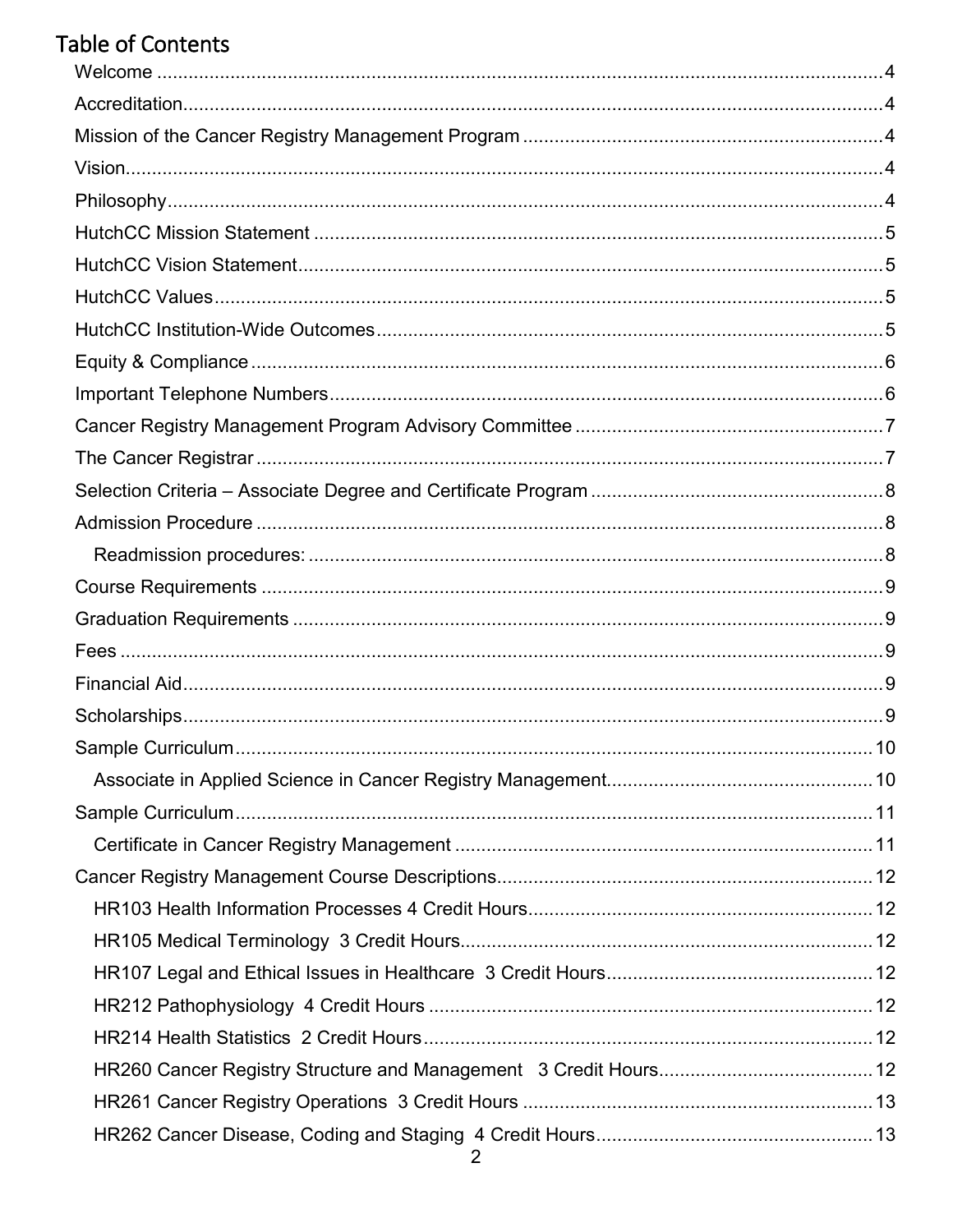# Table of Contents

- Welcome ..... 4
- Accreditation ..... 4
- Mission of the Cancer Registry Management Program ..... 4
- Vision ..... 4
- Philosophy ..... 4
- HutchCC Mission Statement ..... 5
- HutchCC Vision Statement ..... 5
- HutchCC Values ..... 5
- HutchCC Institution-Wide Outcomes ..... 5
- Equity & Compliance ..... 6
- Important Telephone Numbers ..... 6
- Cancer Registry Management Program Advisory Committee ..... 7
- The Cancer Registrar ..... 7
- Selection Criteria – Associate Degree and Certificate Program ..... 8
- Admission Procedure ..... 8
  - Readmission procedures: ..... 8
- Course Requirements ..... 9
- Graduation Requirements ..... 9
- Fees ..... 9
- Financial Aid ..... 9
- Scholarships ..... 9
- Sample Curriculum ..... 10
  - Associate in Applied Science in Cancer Registry Management ..... 10
- Sample Curriculum ..... 11
  - Certificate in Cancer Registry Management ..... 11
- Cancer Registry Management Course Descriptions ..... 12
  - HR103 Health Information Processes 4 Credit Hours ..... 12
  - HR105 Medical Terminology 3 Credit Hours ..... 12
  - HR107 Legal and Ethical Issues in Healthcare 3 Credit Hours ..... 12
  - HR212 Pathophysiology 4 Credit Hours ..... 12
  - HR214 Health Statistics 2 Credit Hours ..... 12
  - HR260 Cancer Registry Structure and Management 3 Credit Hours ..... 12
  - HR261 Cancer Registry Operations 3 Credit Hours ..... 13
  - HR262 Cancer Disease, Coding and Staging 4 Credit Hours ..... 13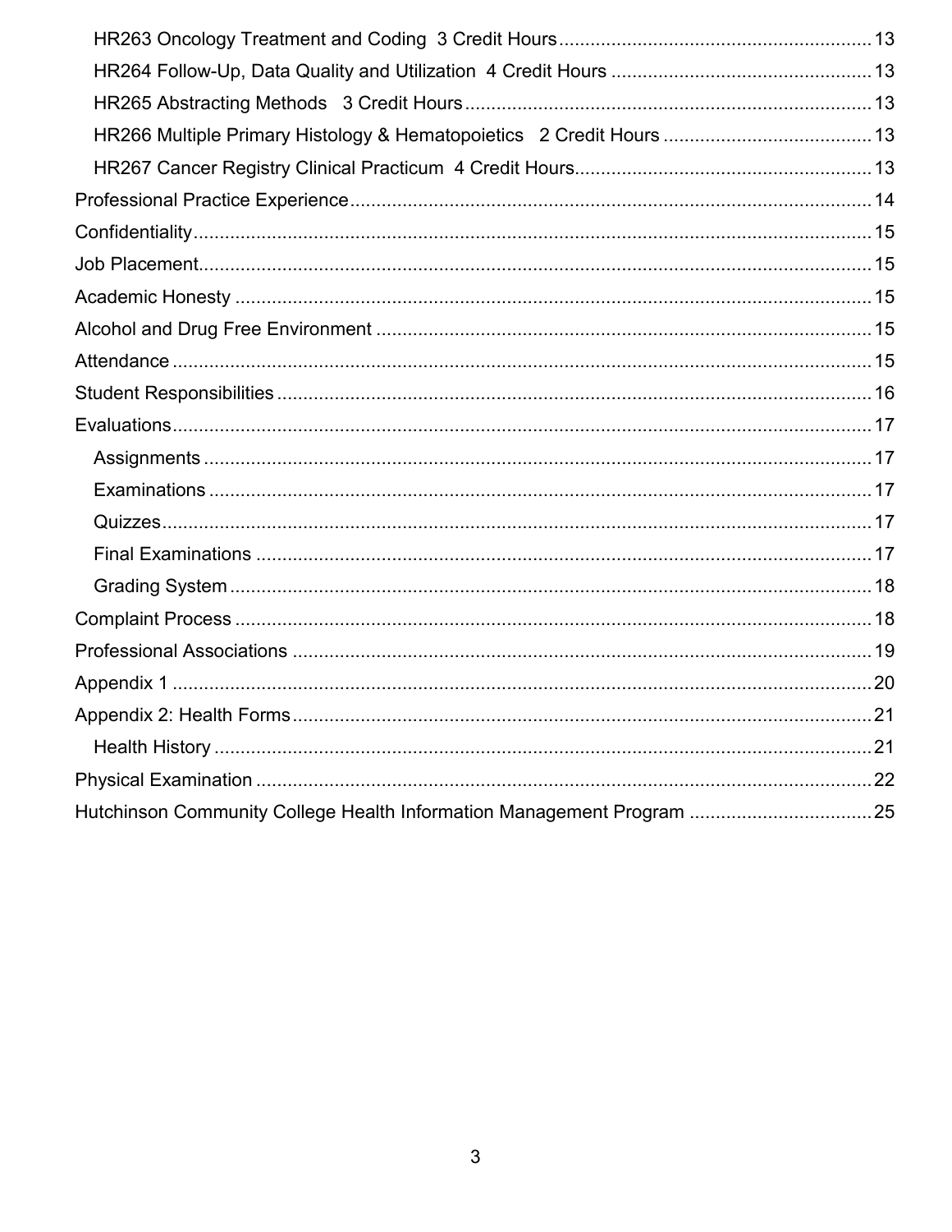HR263 Oncology Treatment and Coding 3 Credit Hours ........ 13
HR264 Follow-Up, Data Quality and Utilization 4 Credit Hours ........ 13
HR265 Abstracting Methods 3 Credit Hours ........ 13
HR266 Multiple Primary Histology & Hematopoietics 2 Credit Hours ........ 13
HR267 Cancer Registry Clinical Practicum 4 Credit Hours ........ 13

Professional Practice Experience ........ 14
Confidentiality ........ 15
Job Placement ........ 15
Academic Honesty ........ 15
Alcohol and Drug Free Environment ........ 15
Attendance ........ 15
Student Responsibilities ........ 16
Evaluations ........ 17

Assignments ........ 17
Examinations ........ 17
Quizzes ........ 17
Final Examinations ........ 17
Grading System ........ 18

Complaint Process ........ 18
Professional Associations ........ 19
Appendix 1 ........ 20
Appendix 2: Health Forms ........ 21

Health History ........ 21

Physical Examination ........ 22
Hutchinson Community College Health Information Management Program ........ 25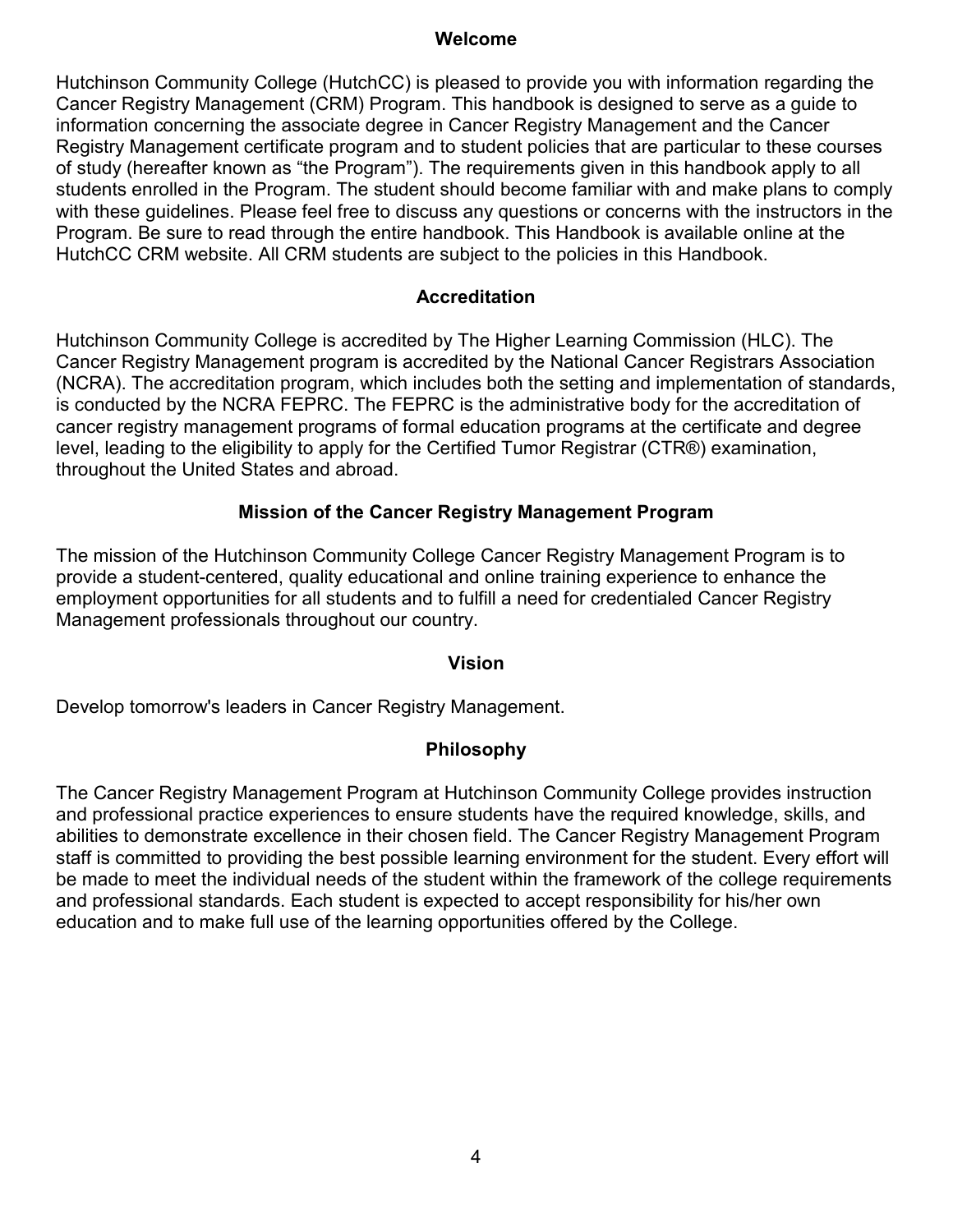## Welcome

Hutchinson Community College (HutchCC) is pleased to provide you with information regarding the Cancer Registry Management (CRM) Program. This handbook is designed to serve as a guide to information concerning the associate degree in Cancer Registry Management and the Cancer Registry Management certificate program and to student policies that are particular to these courses of study (hereafter known as "the Program"). The requirements given in this handbook apply to all students enrolled in the Program. The student should become familiar with and make plans to comply with these guidelines. Please feel free to discuss any questions or concerns with the instructors in the Program. Be sure to read through the entire handbook. This Handbook is available online at the HutchCC CRM website. All CRM students are subject to the policies in this Handbook.

## Accreditation

Hutchinson Community College is accredited by The Higher Learning Commission (HLC). The Cancer Registry Management program is accredited by the National Cancer Registrars Association (NCRA). The accreditation program, which includes both the setting and implementation of standards, is conducted by the NCRA FEPRC. The FEPRC is the administrative body for the accreditation of cancer registry management programs of formal education programs at the certificate and degree level, leading to the eligibility to apply for the Certified Tumor Registrar (CTR®) examination, throughout the United States and abroad.

## Mission of the Cancer Registry Management Program

The mission of the Hutchinson Community College Cancer Registry Management Program is to provide a student-centered, quality educational and online training experience to enhance the employment opportunities for all students and to fulfill a need for credentialed Cancer Registry Management professionals throughout our country.

## Vision

Develop tomorrow's leaders in Cancer Registry Management.

## Philosophy

The Cancer Registry Management Program at Hutchinson Community College provides instruction and professional practice experiences to ensure students have the required knowledge, skills, and abilities to demonstrate excellence in their chosen field. The Cancer Registry Management Program staff is committed to providing the best possible learning environment for the student. Every effort will be made to meet the individual needs of the student within the framework of the college requirements and professional standards. Each student is expected to accept responsibility for his/her own education and to make full use of the learning opportunities offered by the College.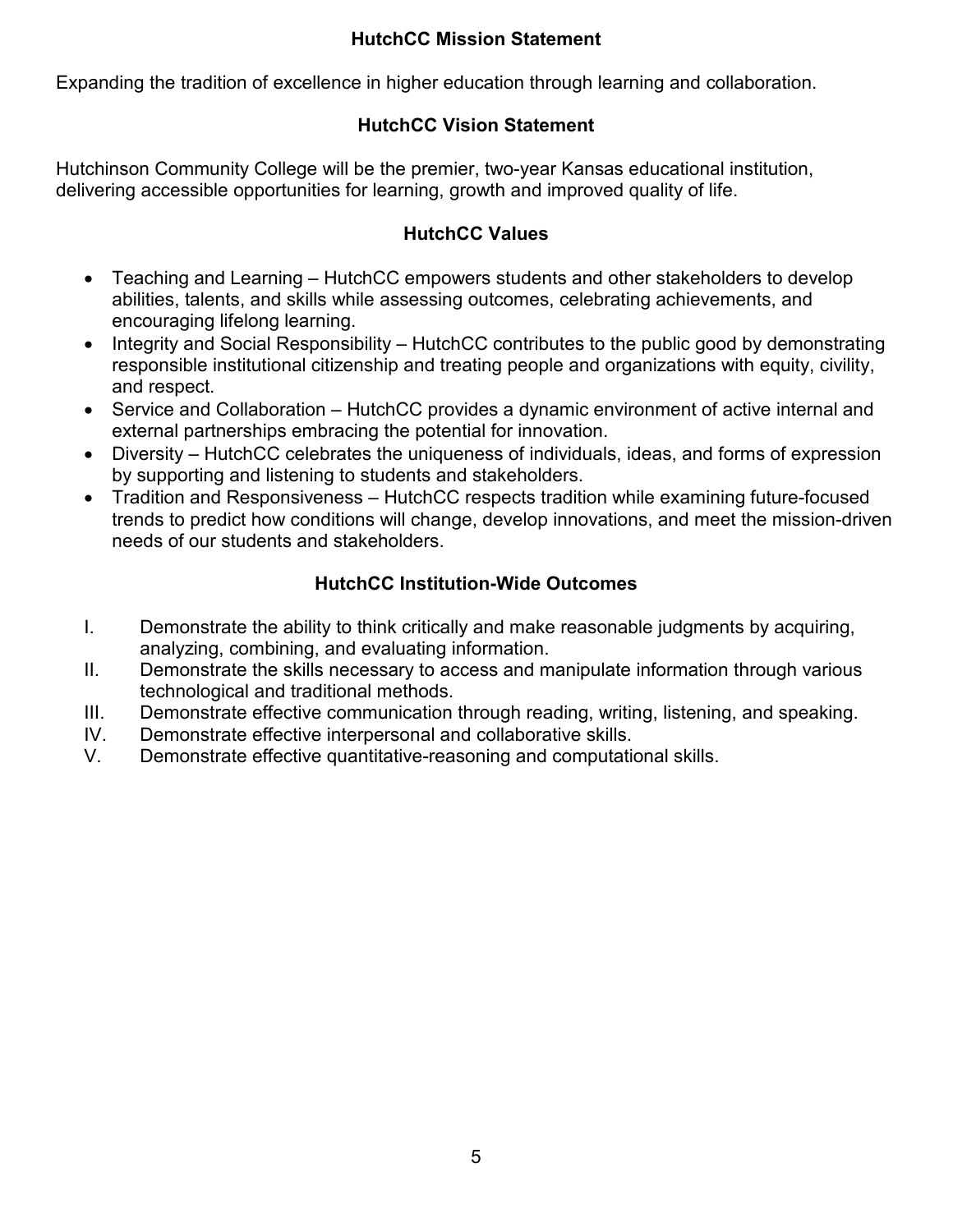## HutchCC Mission Statement

Expanding the tradition of excellence in higher education through learning and collaboration.

## HutchCC Vision Statement

Hutchinson Community College will be the premier, two-year Kansas educational institution, delivering accessible opportunities for learning, growth and improved quality of life.

## HutchCC Values

- Teaching and Learning – HutchCC empowers students and other stakeholders to develop abilities, talents, and skills while assessing outcomes, celebrating achievements, and encouraging lifelong learning.
- Integrity and Social Responsibility – HutchCC contributes to the public good by demonstrating responsible institutional citizenship and treating people and organizations with equity, civility, and respect.
- Service and Collaboration – HutchCC provides a dynamic environment of active internal and external partnerships embracing the potential for innovation.
- Diversity – HutchCC celebrates the uniqueness of individuals, ideas, and forms of expression by supporting and listening to students and stakeholders.
- Tradition and Responsiveness – HutchCC respects tradition while examining future-focused trends to predict how conditions will change, develop innovations, and meet the mission-driven needs of our students and stakeholders.

## HutchCC Institution-Wide Outcomes

I. Demonstrate the ability to think critically and make reasonable judgments by acquiring, analyzing, combining, and evaluating information.

II. Demonstrate the skills necessary to access and manipulate information through various technological and traditional methods.

III. Demonstrate effective communication through reading, writing, listening, and speaking.

IV. Demonstrate effective interpersonal and collaborative skills.

V. Demonstrate effective quantitative-reasoning and computational skills.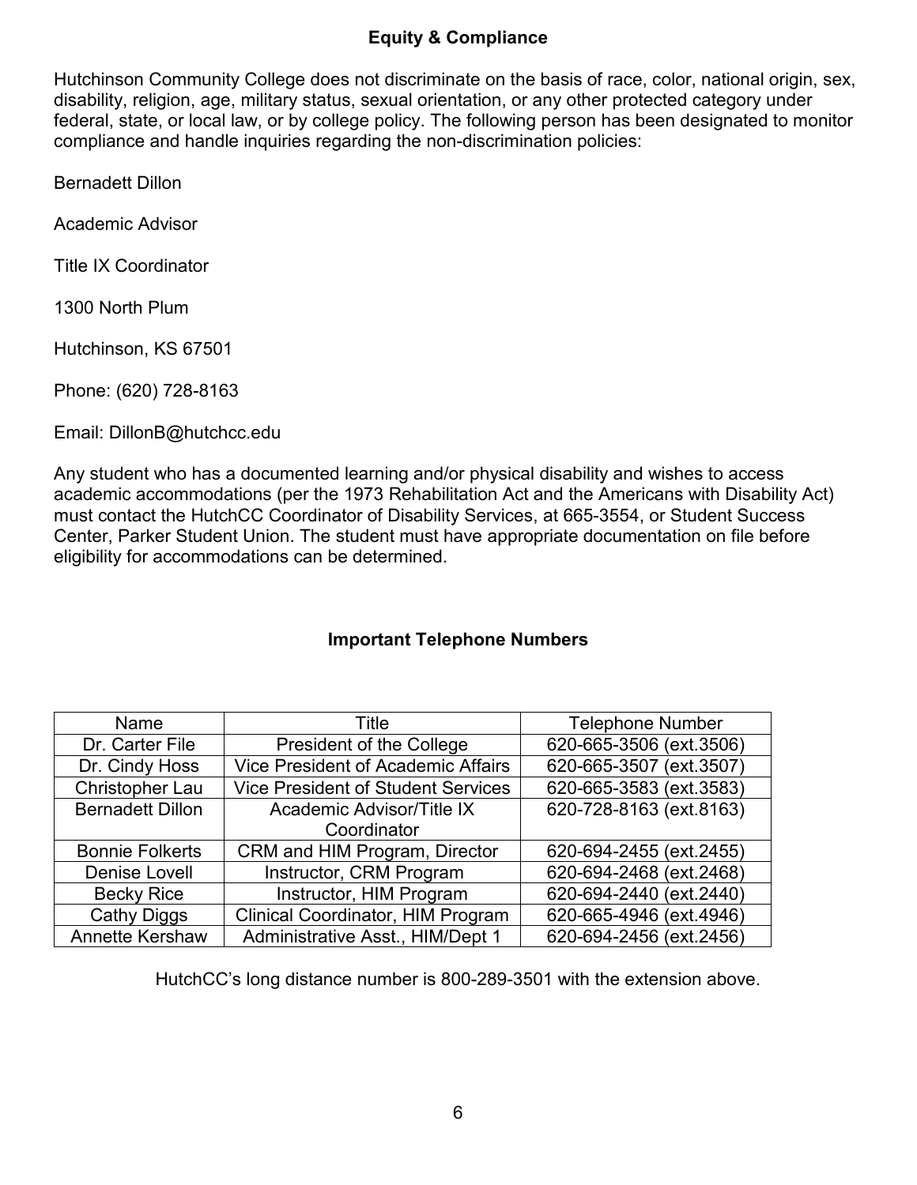## Equity & Compliance

Hutchinson Community College does not discriminate on the basis of race, color, national origin, sex, disability, religion, age, military status, sexual orientation, or any other protected category under federal, state, or local law, or by college policy. The following person has been designated to monitor compliance and handle inquiries regarding the non-discrimination policies:

Bernadett Dillon

Academic Advisor

Title IX Coordinator

1300 North Plum

Hutchinson, KS 67501

Phone: (620) 728-8163

Email: DillonB@hutchcc.edu

Any student who has a documented learning and/or physical disability and wishes to access academic accommodations (per the 1973 Rehabilitation Act and the Americans with Disability Act) must contact the HutchCC Coordinator of Disability Services, at 665-3554, or Student Success Center, Parker Student Union. The student must have appropriate documentation on file before eligibility for accommodations can be determined.

## Important Telephone Numbers

| Name | Title | Telephone Number |
|---|---|---|
| Dr. Carter File | President of the College | 620-665-3506 (ext.3506) |
| Dr. Cindy Hoss | Vice President of Academic Affairs | 620-665-3507 (ext.3507) |
| Christopher Lau | Vice President of Student Services | 620-665-3583 (ext.3583) |
| Bernadett Dillon | Academic Advisor/Title IX Coordinator | 620-728-8163 (ext.8163) |
| Bonnie Folkerts | CRM and HIM Program, Director | 620-694-2455 (ext.2455) |
| Denise Lovell | Instructor, CRM Program | 620-694-2468 (ext.2468) |
| Becky Rice | Instructor, HIM Program | 620-694-2440 (ext.2440) |
| Cathy Diggs | Clinical Coordinator, HIM Program | 620-665-4946 (ext.4946) |
| Annette Kershaw | Administrative Asst., HIM/Dept 1 | 620-694-2456 (ext.2456) |

HutchCC's long distance number is 800-289-3501 with the extension above.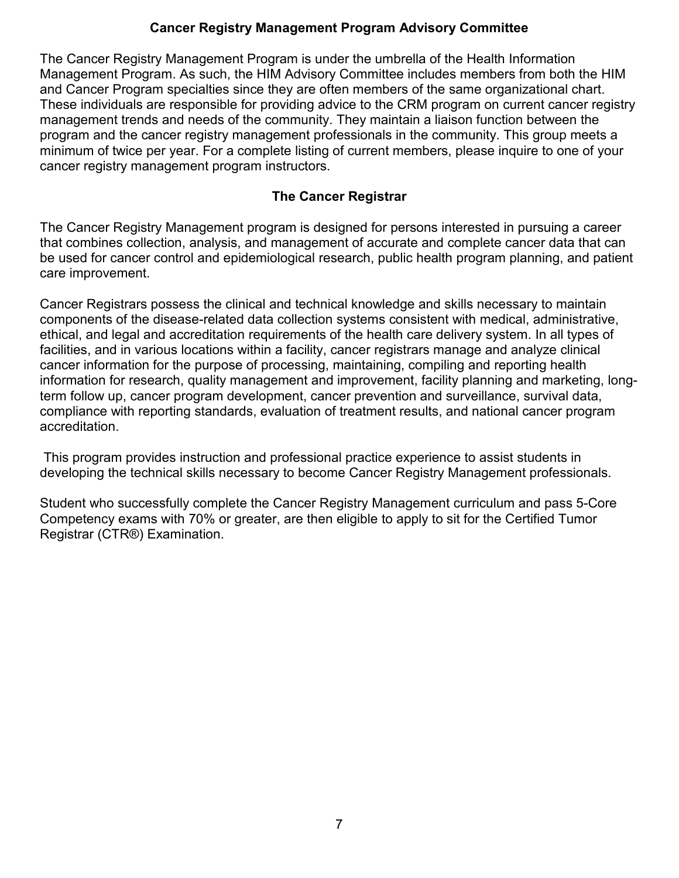## Cancer Registry Management Program Advisory Committee

The Cancer Registry Management Program is under the umbrella of the Health Information Management Program. As such, the HIM Advisory Committee includes members from both the HIM and Cancer Program specialties since they are often members of the same organizational chart. These individuals are responsible for providing advice to the CRM program on current cancer registry management trends and needs of the community. They maintain a liaison function between the program and the cancer registry management professionals in the community. This group meets a minimum of twice per year. For a complete listing of current members, please inquire to one of your cancer registry management program instructors.

## The Cancer Registrar

The Cancer Registry Management program is designed for persons interested in pursuing a career that combines collection, analysis, and management of accurate and complete cancer data that can be used for cancer control and epidemiological research, public health program planning, and patient care improvement.

Cancer Registrars possess the clinical and technical knowledge and skills necessary to maintain components of the disease-related data collection systems consistent with medical, administrative, ethical, and legal and accreditation requirements of the health care delivery system. In all types of facilities, and in various locations within a facility, cancer registrars manage and analyze clinical cancer information for the purpose of processing, maintaining, compiling and reporting health information for research, quality management and improvement, facility planning and marketing, long-term follow up, cancer program development, cancer prevention and surveillance, survival data, compliance with reporting standards, evaluation of treatment results, and national cancer program accreditation.

This program provides instruction and professional practice experience to assist students in developing the technical skills necessary to become Cancer Registry Management professionals.

Student who successfully complete the Cancer Registry Management curriculum and pass 5-Core Competency exams with 70% or greater, are then eligible to apply to sit for the Certified Tumor Registrar (CTR®) Examination.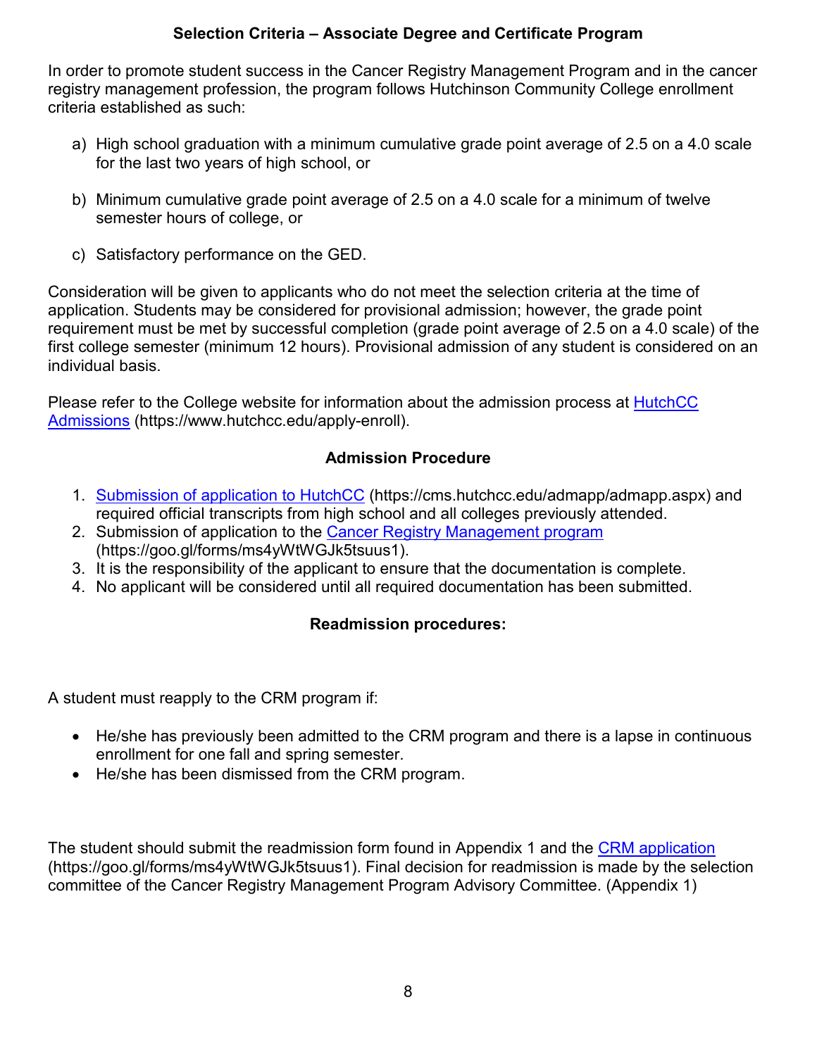## Selection Criteria – Associate Degree and Certificate Program

In order to promote student success in the Cancer Registry Management Program and in the cancer registry management profession, the program follows Hutchinson Community College enrollment criteria established as such:

a) High school graduation with a minimum cumulative grade point average of 2.5 on a 4.0 scale for the last two years of high school, or

b) Minimum cumulative grade point average of 2.5 on a 4.0 scale for a minimum of twelve semester hours of college, or

c) Satisfactory performance on the GED.

Consideration will be given to applicants who do not meet the selection criteria at the time of application. Students may be considered for provisional admission; however, the grade point requirement must be met by successful completion (grade point average of 2.5 on a 4.0 scale) of the first college semester (minimum 12 hours). Provisional admission of any student is considered on an individual basis.

Please refer to the College website for information about the admission process at [HutchCC Admissions](https://www.hutchcc.edu/apply-enroll) (https://www.hutchcc.edu/apply-enroll).

## Admission Procedure

1. [Submission of application to HutchCC](https://cms.hutchcc.edu/admapp/admapp.aspx) (https://cms.hutchcc.edu/admapp/admapp.aspx) and required official transcripts from high school and all colleges previously attended.
2. Submission of application to the [Cancer Registry Management program](https://goo.gl/forms/ms4yWtWGJk5tsuus1) (https://goo.gl/forms/ms4yWtWGJk5tsuus1).
3. It is the responsibility of the applicant to ensure that the documentation is complete.
4. No applicant will be considered until all required documentation has been submitted.

## Readmission procedures:

A student must reapply to the CRM program if:

- He/she has previously been admitted to the CRM program and there is a lapse in continuous enrollment for one fall and spring semester.
- He/she has been dismissed from the CRM program.

The student should submit the readmission form found in Appendix 1 and the [CRM application](https://goo.gl/forms/ms4yWtWGJk5tsuus1) (https://goo.gl/forms/ms4yWtWGJk5tsuus1). Final decision for readmission is made by the selection committee of the Cancer Registry Management Program Advisory Committee. (Appendix 1)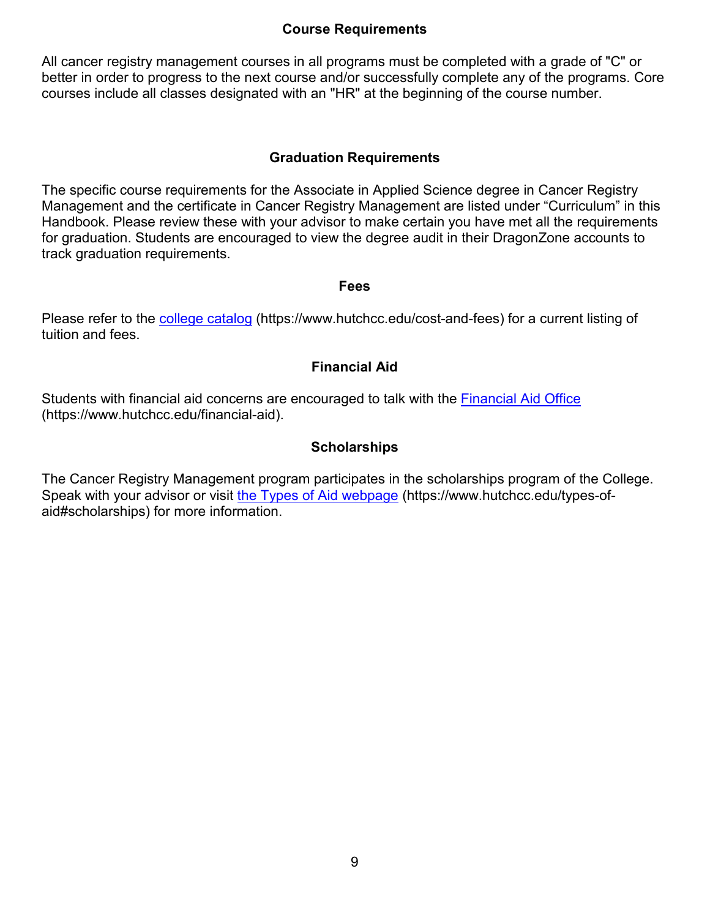## Course Requirements

All cancer registry management courses in all programs must be completed with a grade of "C" or better in order to progress to the next course and/or successfully complete any of the programs. Core courses include all classes designated with an "HR" at the beginning of the course number.

## Graduation Requirements

The specific course requirements for the Associate in Applied Science degree in Cancer Registry Management and the certificate in Cancer Registry Management are listed under "Curriculum" in this Handbook. Please review these with your advisor to make certain you have met all the requirements for graduation. Students are encouraged to view the degree audit in their DragonZone accounts to track graduation requirements.

## Fees

Please refer to the [college catalog](https://www.hutchcc.edu/cost-and-fees) (https://www.hutchcc.edu/cost-and-fees) for a current listing of tuition and fees.

## Financial Aid

Students with financial aid concerns are encouraged to talk with the [Financial Aid Office](https://www.hutchcc.edu/financial-aid) (https://www.hutchcc.edu/financial-aid).

## Scholarships

The Cancer Registry Management program participates in the scholarships program of the College. Speak with your advisor or visit [the Types of Aid webpage](https://www.hutchcc.edu/types-of-aid#scholarships) (https://www.hutchcc.edu/types-of-aid#scholarships) for more information.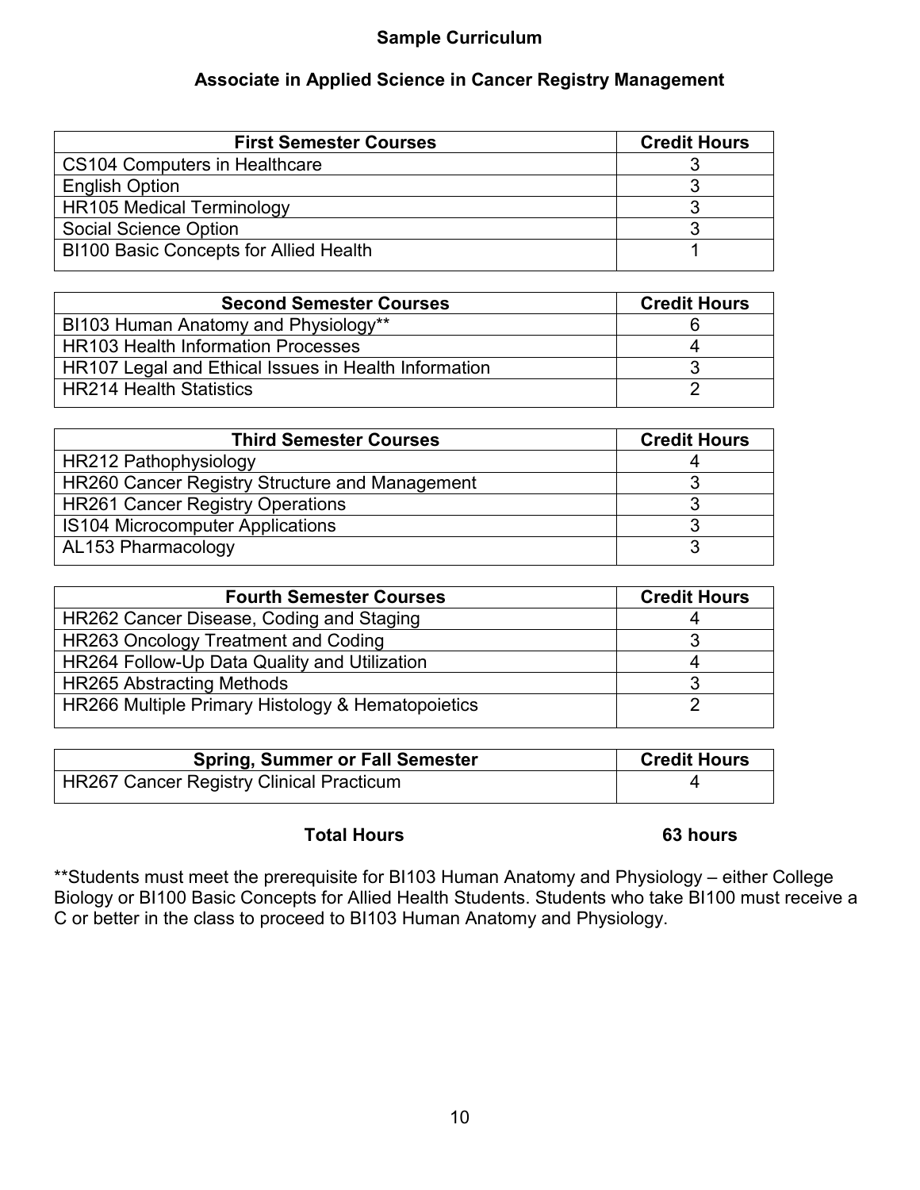## Sample Curriculum

## Associate in Applied Science in Cancer Registry Management

| First Semester Courses | Credit Hours |
|---|---|
| CS104 Computers in Healthcare | 3 |
| English Option | 3 |
| HR105 Medical Terminology | 3 |
| Social Science Option | 3 |
| BI100 Basic Concepts for Allied Health | 1 |

| Second Semester Courses | Credit Hours |
|---|---|
| BI103 Human Anatomy and Physiology** | 6 |
| HR103 Health Information Processes | 4 |
| HR107 Legal and Ethical Issues in Health Information | 3 |
| HR214 Health Statistics | 2 |

| Third Semester Courses | Credit Hours |
|---|---|
| HR212 Pathophysiology | 4 |
| HR260 Cancer Registry Structure and Management | 3 |
| HR261 Cancer Registry Operations | 3 |
| IS104 Microcomputer Applications | 3 |
| AL153 Pharmacology | 3 |

| Fourth Semester Courses | Credit Hours |
|---|---|
| HR262 Cancer Disease, Coding and Staging | 4 |
| HR263 Oncology Treatment and Coding | 3 |
| HR264 Follow-Up Data Quality and Utilization | 4 |
| HR265 Abstracting Methods | 3 |
| HR266 Multiple Primary Histology & Hematopoietics | 2 |

| Spring, Summer or Fall Semester | Credit Hours |
|---|---|
| HR267 Cancer Registry Clinical Practicum | 4 |

**Total Hours 63 hours**

**Students must meet the prerequisite for BI103 Human Anatomy and Physiology – either College Biology or BI100 Basic Concepts for Allied Health Students. Students who take BI100 must receive a C or better in the class to proceed to BI103 Human Anatomy and Physiology.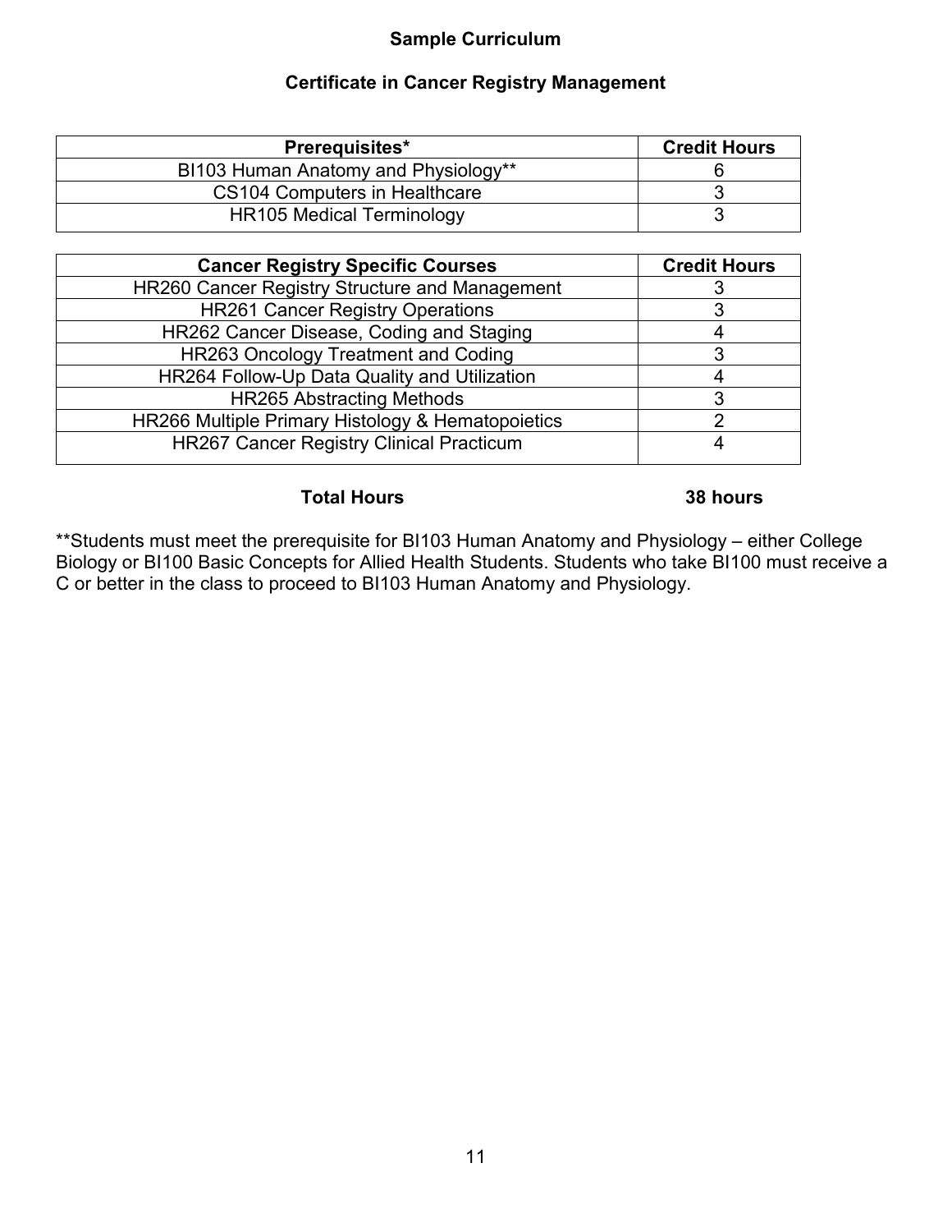## Sample Curriculum

### Certificate in Cancer Registry Management

| Prerequisites* | Credit Hours |
|---|---|
| BI103 Human Anatomy and Physiology** | 6 |
| CS104 Computers in Healthcare | 3 |
| HR105 Medical Terminology | 3 |

| Cancer Registry Specific Courses | Credit Hours |
|---|---|
| HR260 Cancer Registry Structure and Management | 3 |
| HR261 Cancer Registry Operations | 3 |
| HR262 Cancer Disease, Coding and Staging | 4 |
| HR263 Oncology Treatment and Coding | 3 |
| HR264 Follow-Up Data Quality and Utilization | 4 |
| HR265 Abstracting Methods | 3 |
| HR266 Multiple Primary Histology & Hematopoietics | 2 |
| HR267 Cancer Registry Clinical Practicum | 4 |

**Total Hours** **38 hours**

**Students must meet the prerequisite for BI103 Human Anatomy and Physiology – either College Biology or BI100 Basic Concepts for Allied Health Students. Students who take BI100 must receive a C or better in the class to proceed to BI103 Human Anatomy and Physiology.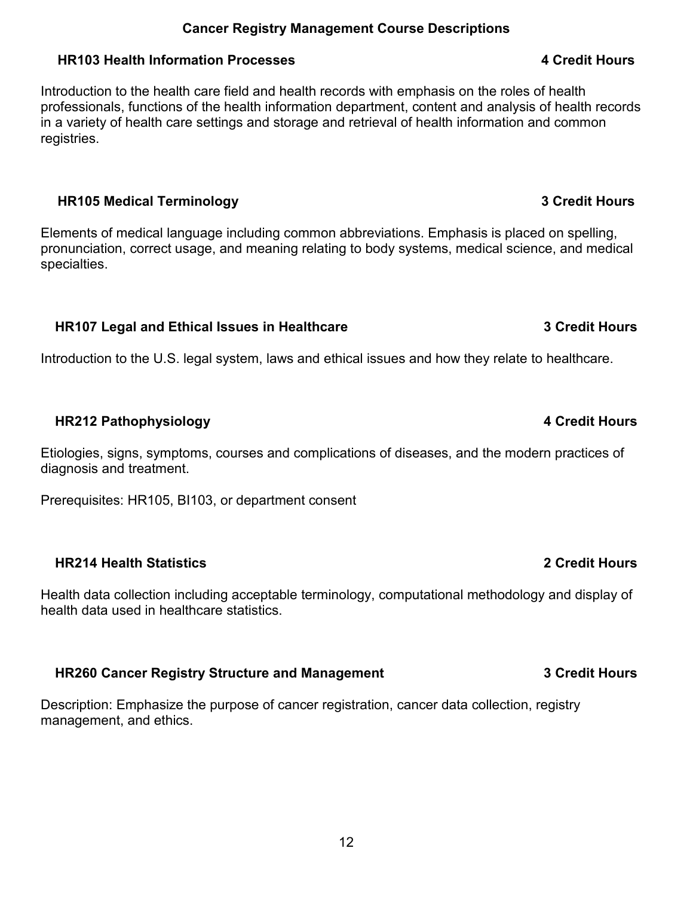## Cancer Registry Management Course Descriptions

### HR103 Health Information Processes — 4 Credit Hours

Introduction to the health care field and health records with emphasis on the roles of health professionals, functions of the health information department, content and analysis of health records in a variety of health care settings and storage and retrieval of health information and common registries.

### HR105 Medical Terminology — 3 Credit Hours

Elements of medical language including common abbreviations. Emphasis is placed on spelling, pronunciation, correct usage, and meaning relating to body systems, medical science, and medical specialties.

### HR107 Legal and Ethical Issues in Healthcare — 3 Credit Hours

Introduction to the U.S. legal system, laws and ethical issues and how they relate to healthcare.

### HR212 Pathophysiology — 4 Credit Hours

Etiologies, signs, symptoms, courses and complications of diseases, and the modern practices of diagnosis and treatment.

Prerequisites: HR105, BI103, or department consent

### HR214 Health Statistics — 2 Credit Hours

Health data collection including acceptable terminology, computational methodology and display of health data used in healthcare statistics.

### HR260 Cancer Registry Structure and Management — 3 Credit Hours

Description: Emphasize the purpose of cancer registration, cancer data collection, registry management, and ethics.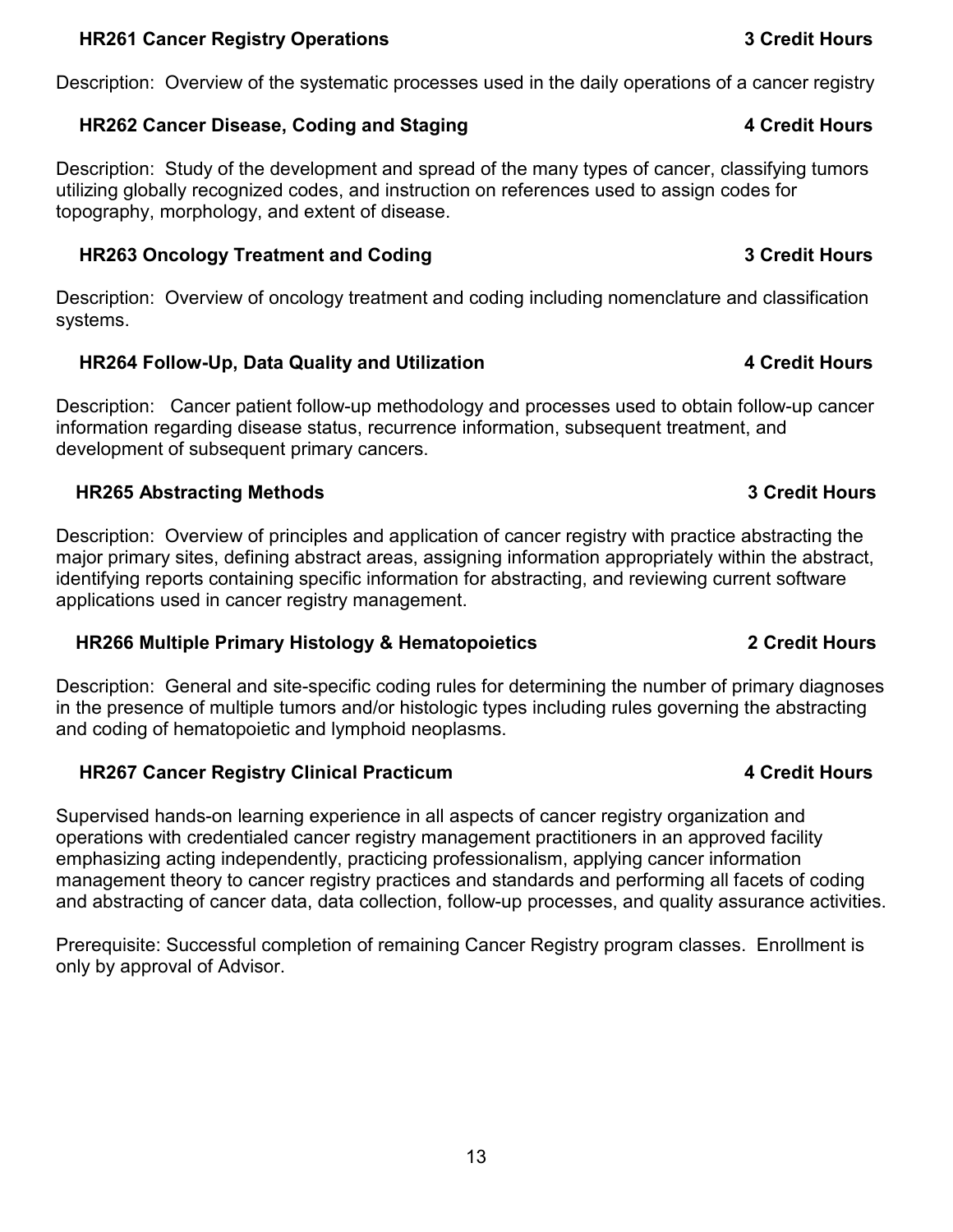### HR261 Cancer Registry Operations — 3 Credit Hours

Description: Overview of the systematic processes used in the daily operations of a cancer registry

### HR262 Cancer Disease, Coding and Staging — 4 Credit Hours

Description: Study of the development and spread of the many types of cancer, classifying tumors utilizing globally recognized codes, and instruction on references used to assign codes for topography, morphology, and extent of disease.

### HR263 Oncology Treatment and Coding — 3 Credit Hours

Description: Overview of oncology treatment and coding including nomenclature and classification systems.

### HR264 Follow-Up, Data Quality and Utilization — 4 Credit Hours

Description: Cancer patient follow-up methodology and processes used to obtain follow-up cancer information regarding disease status, recurrence information, subsequent treatment, and development of subsequent primary cancers.

### HR265 Abstracting Methods — 3 Credit Hours

Description: Overview of principles and application of cancer registry with practice abstracting the major primary sites, defining abstract areas, assigning information appropriately within the abstract, identifying reports containing specific information for abstracting, and reviewing current software applications used in cancer registry management.

### HR266 Multiple Primary Histology & Hematopoietics — 2 Credit Hours

Description: General and site-specific coding rules for determining the number of primary diagnoses in the presence of multiple tumors and/or histologic types including rules governing the abstracting and coding of hematopoietic and lymphoid neoplasms.

### HR267 Cancer Registry Clinical Practicum — 4 Credit Hours

Supervised hands-on learning experience in all aspects of cancer registry organization and operations with credentialed cancer registry management practitioners in an approved facility emphasizing acting independently, practicing professionalism, applying cancer information management theory to cancer registry practices and standards and performing all facets of coding and abstracting of cancer data, data collection, follow-up processes, and quality assurance activities.

Prerequisite: Successful completion of remaining Cancer Registry program classes. Enrollment is only by approval of Advisor.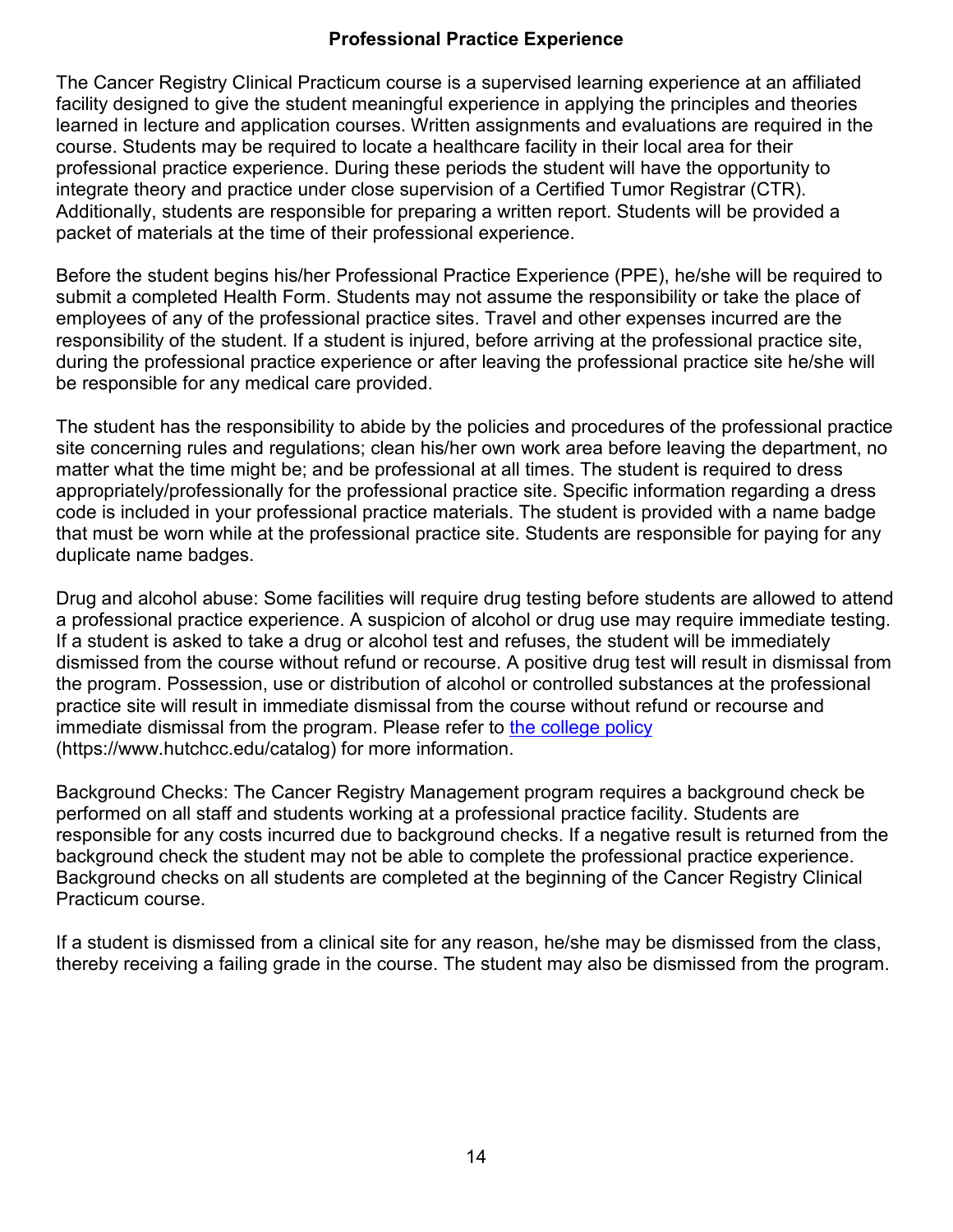## Professional Practice Experience

The Cancer Registry Clinical Practicum course is a supervised learning experience at an affiliated facility designed to give the student meaningful experience in applying the principles and theories learned in lecture and application courses. Written assignments and evaluations are required in the course. Students may be required to locate a healthcare facility in their local area for their professional practice experience. During these periods the student will have the opportunity to integrate theory and practice under close supervision of a Certified Tumor Registrar (CTR). Additionally, students are responsible for preparing a written report. Students will be provided a packet of materials at the time of their professional experience.

Before the student begins his/her Professional Practice Experience (PPE), he/she will be required to submit a completed Health Form. Students may not assume the responsibility or take the place of employees of any of the professional practice sites. Travel and other expenses incurred are the responsibility of the student. If a student is injured, before arriving at the professional practice site, during the professional practice experience or after leaving the professional practice site he/she will be responsible for any medical care provided.

The student has the responsibility to abide by the policies and procedures of the professional practice site concerning rules and regulations; clean his/her own work area before leaving the department, no matter what the time might be; and be professional at all times. The student is required to dress appropriately/professionally for the professional practice site. Specific information regarding a dress code is included in your professional practice materials. The student is provided with a name badge that must be worn while at the professional practice site. Students are responsible for paying for any duplicate name badges.

Drug and alcohol abuse: Some facilities will require drug testing before students are allowed to attend a professional practice experience. A suspicion of alcohol or drug use may require immediate testing. If a student is asked to take a drug or alcohol test and refuses, the student will be immediately dismissed from the course without refund or recourse. A positive drug test will result in dismissal from the program. Possession, use or distribution of alcohol or controlled substances at the professional practice site will result in immediate dismissal from the course without refund or recourse and immediate dismissal from the program. Please refer to [the college policy](https://www.hutchcc.edu/catalog) (https://www.hutchcc.edu/catalog) for more information.

Background Checks: The Cancer Registry Management program requires a background check be performed on all staff and students working at a professional practice facility. Students are responsible for any costs incurred due to background checks. If a negative result is returned from the background check the student may not be able to complete the professional practice experience. Background checks on all students are completed at the beginning of the Cancer Registry Clinical Practicum course.

If a student is dismissed from a clinical site for any reason, he/she may be dismissed from the class, thereby receiving a failing grade in the course. The student may also be dismissed from the program.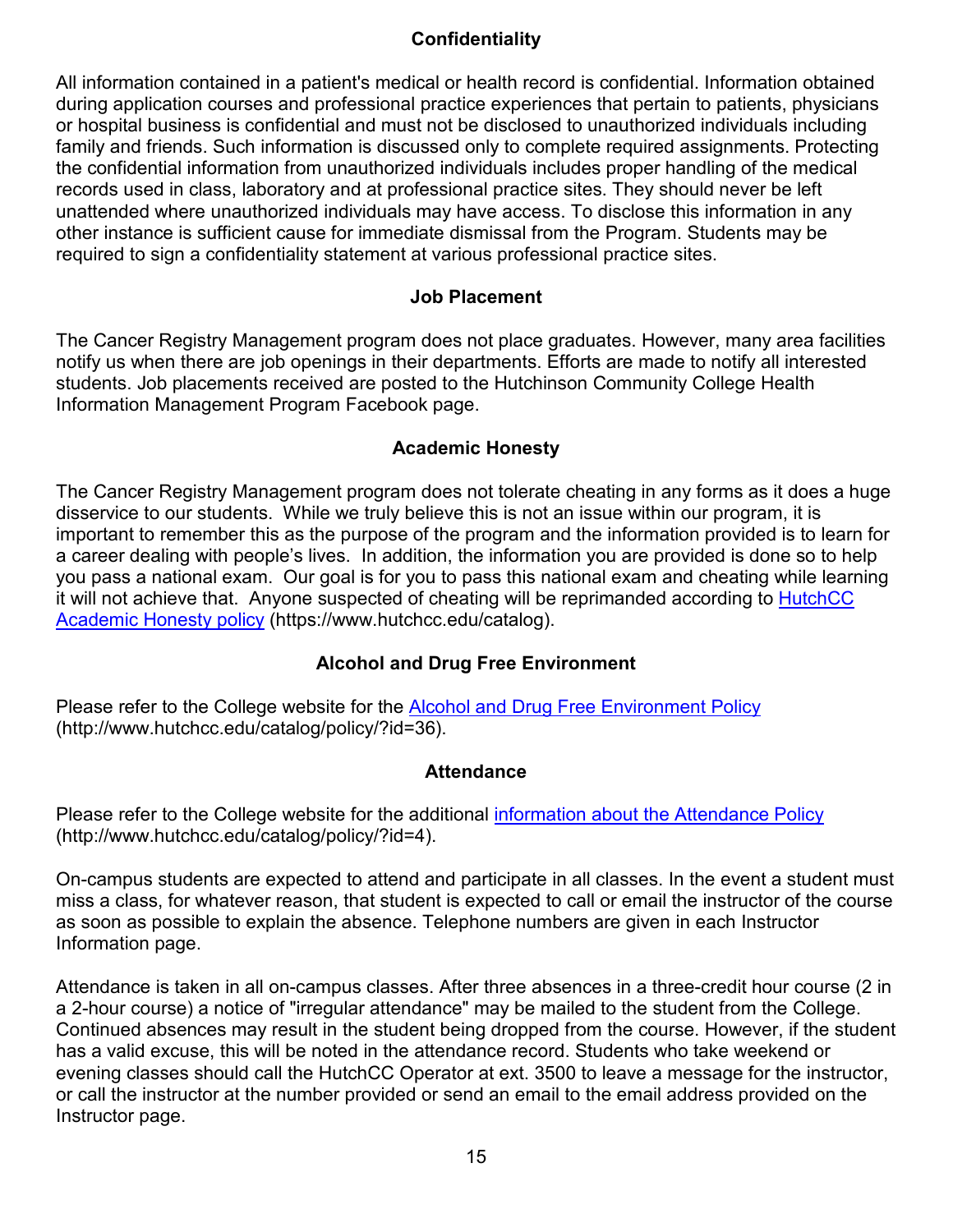## Confidentiality

All information contained in a patient's medical or health record is confidential. Information obtained during application courses and professional practice experiences that pertain to patients, physicians or hospital business is confidential and must not be disclosed to unauthorized individuals including family and friends. Such information is discussed only to complete required assignments. Protecting the confidential information from unauthorized individuals includes proper handling of the medical records used in class, laboratory and at professional practice sites. They should never be left unattended where unauthorized individuals may have access. To disclose this information in any other instance is sufficient cause for immediate dismissal from the Program. Students may be required to sign a confidentiality statement at various professional practice sites.

## Job Placement

The Cancer Registry Management program does not place graduates. However, many area facilities notify us when there are job openings in their departments. Efforts are made to notify all interested students. Job placements received are posted to the Hutchinson Community College Health Information Management Program Facebook page.

## Academic Honesty

The Cancer Registry Management program does not tolerate cheating in any forms as it does a huge disservice to our students. While we truly believe this is not an issue within our program, it is important to remember this as the purpose of the program and the information provided is to learn for a career dealing with people's lives. In addition, the information you are provided is done so to help you pass a national exam. Our goal is for you to pass this national exam and cheating while learning it will not achieve that. Anyone suspected of cheating will be reprimanded according to [HutchCC Academic Honesty policy](https://www.hutchcc.edu/catalog) (https://www.hutchcc.edu/catalog).

## Alcohol and Drug Free Environment

Please refer to the College website for the [Alcohol and Drug Free Environment Policy](http://www.hutchcc.edu/catalog/policy/?id=36) (http://www.hutchcc.edu/catalog/policy/?id=36).

## Attendance

Please refer to the College website for the additional [information about the Attendance Policy](http://www.hutchcc.edu/catalog/policy/?id=4) (http://www.hutchcc.edu/catalog/policy/?id=4).

On-campus students are expected to attend and participate in all classes. In the event a student must miss a class, for whatever reason, that student is expected to call or email the instructor of the course as soon as possible to explain the absence. Telephone numbers are given in each Instructor Information page.

Attendance is taken in all on-campus classes. After three absences in a three-credit hour course (2 in a 2-hour course) a notice of "irregular attendance" may be mailed to the student from the College. Continued absences may result in the student being dropped from the course. However, if the student has a valid excuse, this will be noted in the attendance record. Students who take weekend or evening classes should call the HutchCC Operator at ext. 3500 to leave a message for the instructor, or call the instructor at the number provided or send an email to the email address provided on the Instructor page.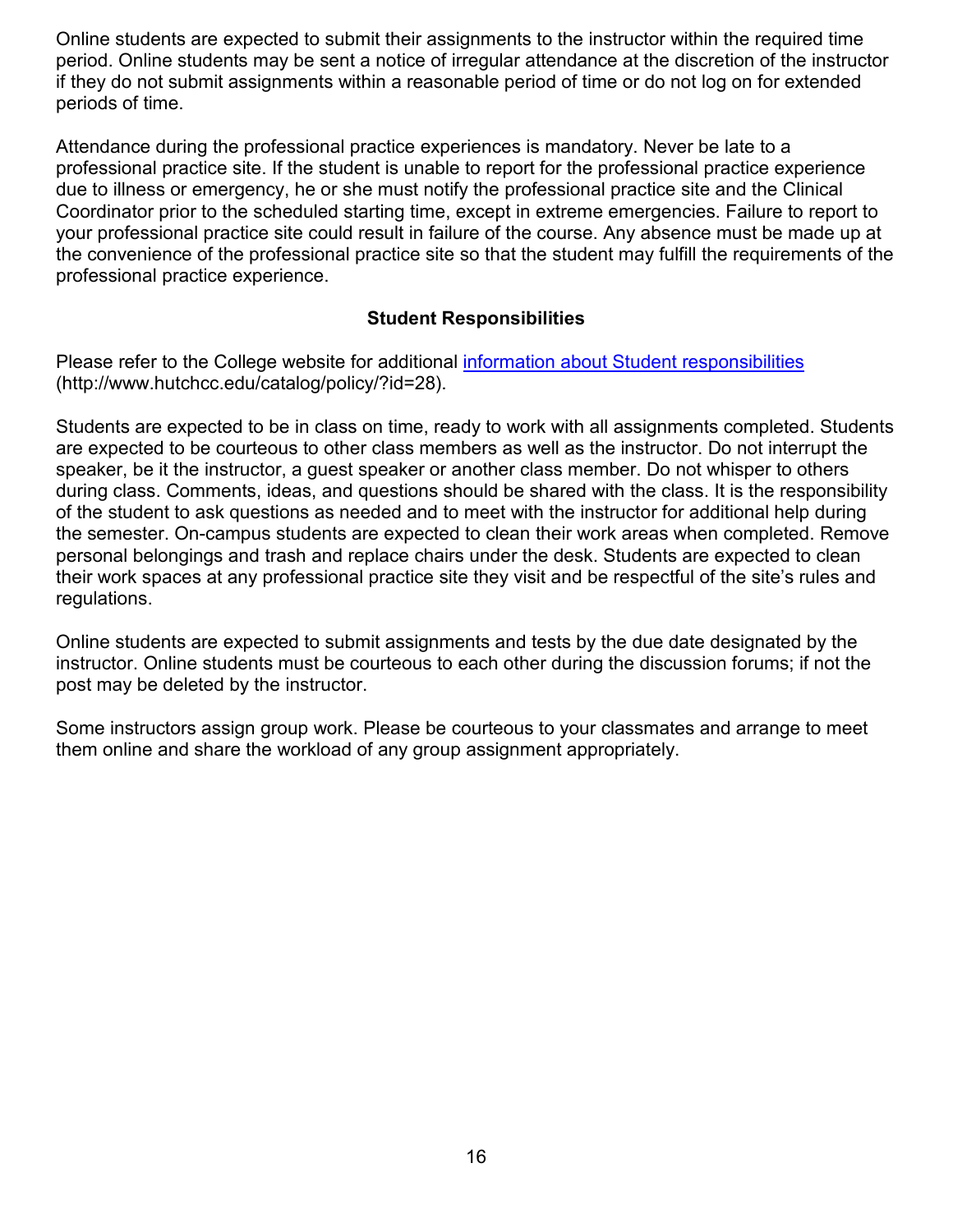Online students are expected to submit their assignments to the instructor within the required time period. Online students may be sent a notice of irregular attendance at the discretion of the instructor if they do not submit assignments within a reasonable period of time or do not log on for extended periods of time.

Attendance during the professional practice experiences is mandatory. Never be late to a professional practice site. If the student is unable to report for the professional practice experience due to illness or emergency, he or she must notify the professional practice site and the Clinical Coordinator prior to the scheduled starting time, except in extreme emergencies. Failure to report to your professional practice site could result in failure of the course. Any absence must be made up at the convenience of the professional practice site so that the student may fulfill the requirements of the professional practice experience.

## Student Responsibilities

Please refer to the College website for additional [information about Student responsibilities](http://www.hutchcc.edu/catalog/policy/?id=28) (http://www.hutchcc.edu/catalog/policy/?id=28).

Students are expected to be in class on time, ready to work with all assignments completed. Students are expected to be courteous to other class members as well as the instructor. Do not interrupt the speaker, be it the instructor, a guest speaker or another class member. Do not whisper to others during class. Comments, ideas, and questions should be shared with the class. It is the responsibility of the student to ask questions as needed and to meet with the instructor for additional help during the semester. On-campus students are expected to clean their work areas when completed. Remove personal belongings and trash and replace chairs under the desk. Students are expected to clean their work spaces at any professional practice site they visit and be respectful of the site's rules and regulations.

Online students are expected to submit assignments and tests by the due date designated by the instructor. Online students must be courteous to each other during the discussion forums; if not the post may be deleted by the instructor.

Some instructors assign group work. Please be courteous to your classmates and arrange to meet them online and share the workload of any group assignment appropriately.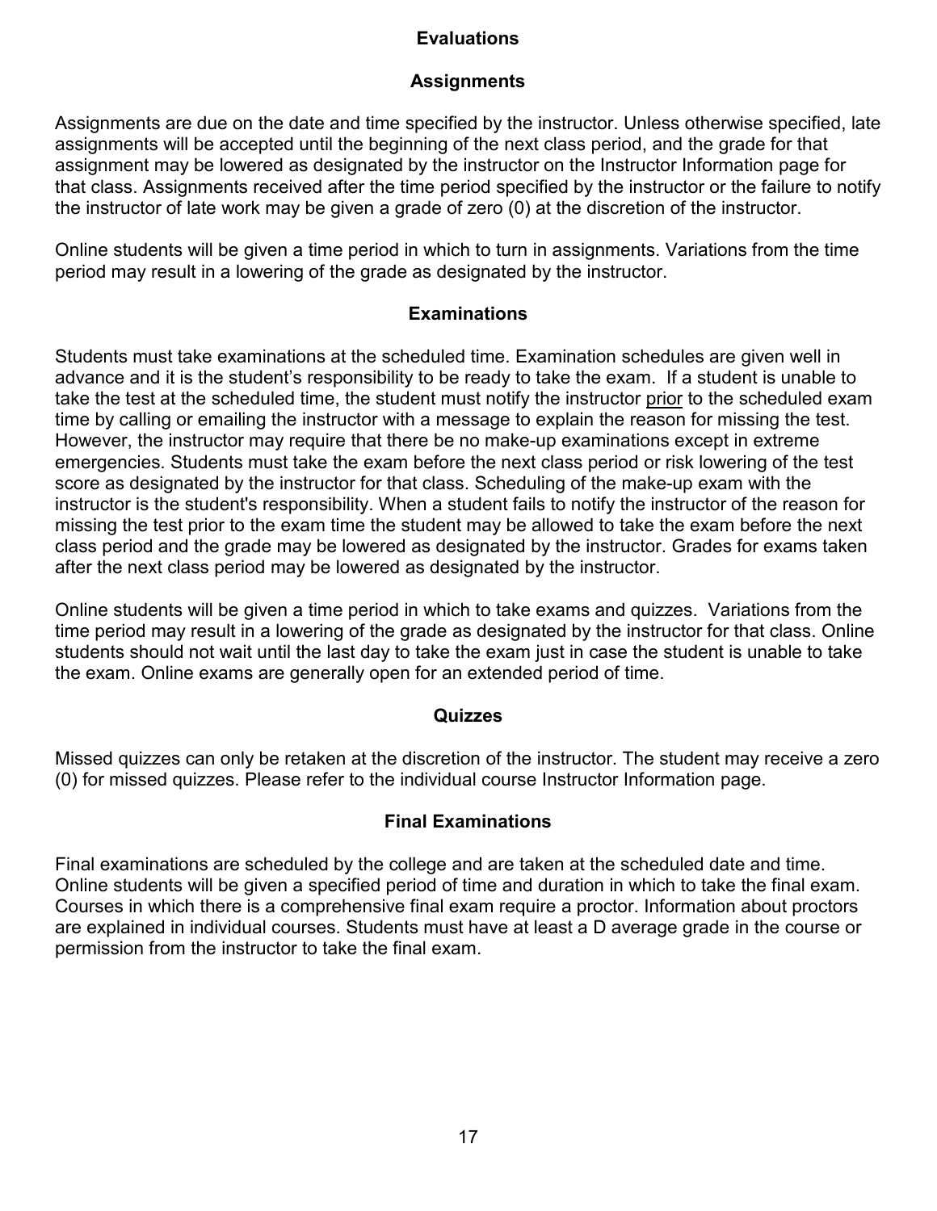## Evaluations

### Assignments

Assignments are due on the date and time specified by the instructor. Unless otherwise specified, late assignments will be accepted until the beginning of the next class period, and the grade for that assignment may be lowered as designated by the instructor on the Instructor Information page for that class. Assignments received after the time period specified by the instructor or the failure to notify the instructor of late work may be given a grade of zero (0) at the discretion of the instructor.

Online students will be given a time period in which to turn in assignments. Variations from the time period may result in a lowering of the grade as designated by the instructor.

### Examinations

Students must take examinations at the scheduled time. Examination schedules are given well in advance and it is the student's responsibility to be ready to take the exam. If a student is unable to take the test at the scheduled time, the student must notify the instructor <u>prior</u> to the scheduled exam time by calling or emailing the instructor with a message to explain the reason for missing the test. However, the instructor may require that there be no make-up examinations except in extreme emergencies. Students must take the exam before the next class period or risk lowering of the test score as designated by the instructor for that class. Scheduling of the make-up exam with the instructor is the student's responsibility. When a student fails to notify the instructor of the reason for missing the test prior to the exam time the student may be allowed to take the exam before the next class period and the grade may be lowered as designated by the instructor. Grades for exams taken after the next class period may be lowered as designated by the instructor.

Online students will be given a time period in which to take exams and quizzes. Variations from the time period may result in a lowering of the grade as designated by the instructor for that class. Online students should not wait until the last day to take the exam just in case the student is unable to take the exam. Online exams are generally open for an extended period of time.

### Quizzes

Missed quizzes can only be retaken at the discretion of the instructor. The student may receive a zero (0) for missed quizzes. Please refer to the individual course Instructor Information page.

### Final Examinations

Final examinations are scheduled by the college and are taken at the scheduled date and time. Online students will be given a specified period of time and duration in which to take the final exam. Courses in which there is a comprehensive final exam require a proctor. Information about proctors are explained in individual courses. Students must have at least a D average grade in the course or permission from the instructor to take the final exam.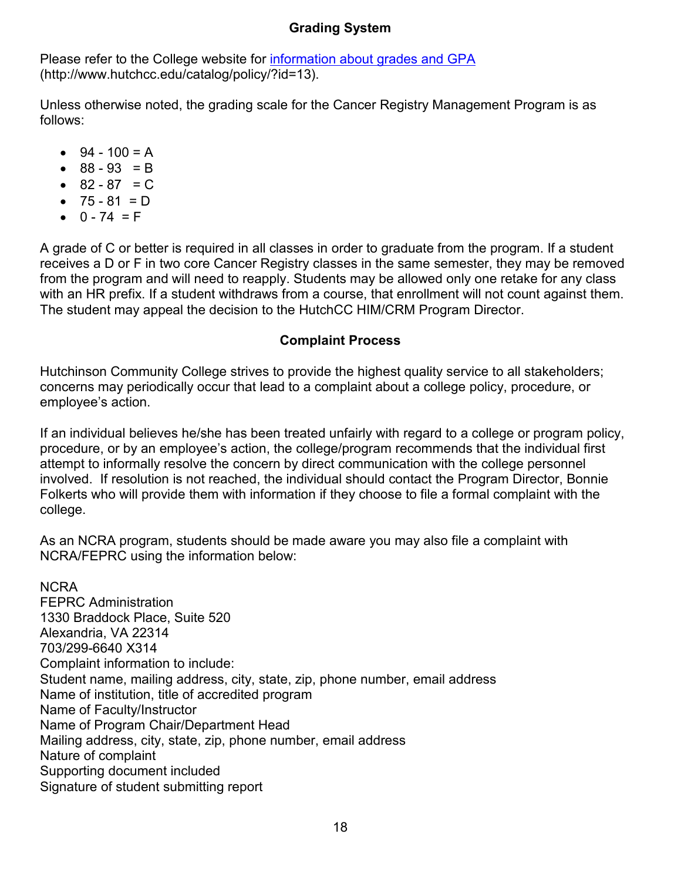## Grading System

Please refer to the College website for [information about grades and GPA](http://www.hutchcc.edu/catalog/policy/?id=13) (http://www.hutchcc.edu/catalog/policy/?id=13).

Unless otherwise noted, the grading scale for the Cancer Registry Management Program is as follows:

- 94 - 100 = A
- 88 - 93 = B
- 82 - 87 = C
- 75 - 81 = D
- 0 - 74 = F

A grade of C or better is required in all classes in order to graduate from the program. If a student receives a D or F in two core Cancer Registry classes in the same semester, they may be removed from the program and will need to reapply. Students may be allowed only one retake for any class with an HR prefix. If a student withdraws from a course, that enrollment will not count against them. The student may appeal the decision to the HutchCC HIM/CRM Program Director.

## Complaint Process

Hutchinson Community College strives to provide the highest quality service to all stakeholders; concerns may periodically occur that lead to a complaint about a college policy, procedure, or employee's action.

If an individual believes he/she has been treated unfairly with regard to a college or program policy, procedure, or by an employee's action, the college/program recommends that the individual first attempt to informally resolve the concern by direct communication with the college personnel involved. If resolution is not reached, the individual should contact the Program Director, Bonnie Folkerts who will provide them with information if they choose to file a formal complaint with the college.

As an NCRA program, students should be made aware you may also file a complaint with NCRA/FEPRC using the information below:

NCRA
FEPRC Administration
1330 Braddock Place, Suite 520
Alexandria, VA 22314
703/299-6640 X314
Complaint information to include:
Student name, mailing address, city, state, zip, phone number, email address
Name of institution, title of accredited program
Name of Faculty/Instructor
Name of Program Chair/Department Head
Mailing address, city, state, zip, phone number, email address
Nature of complaint
Supporting document included
Signature of student submitting report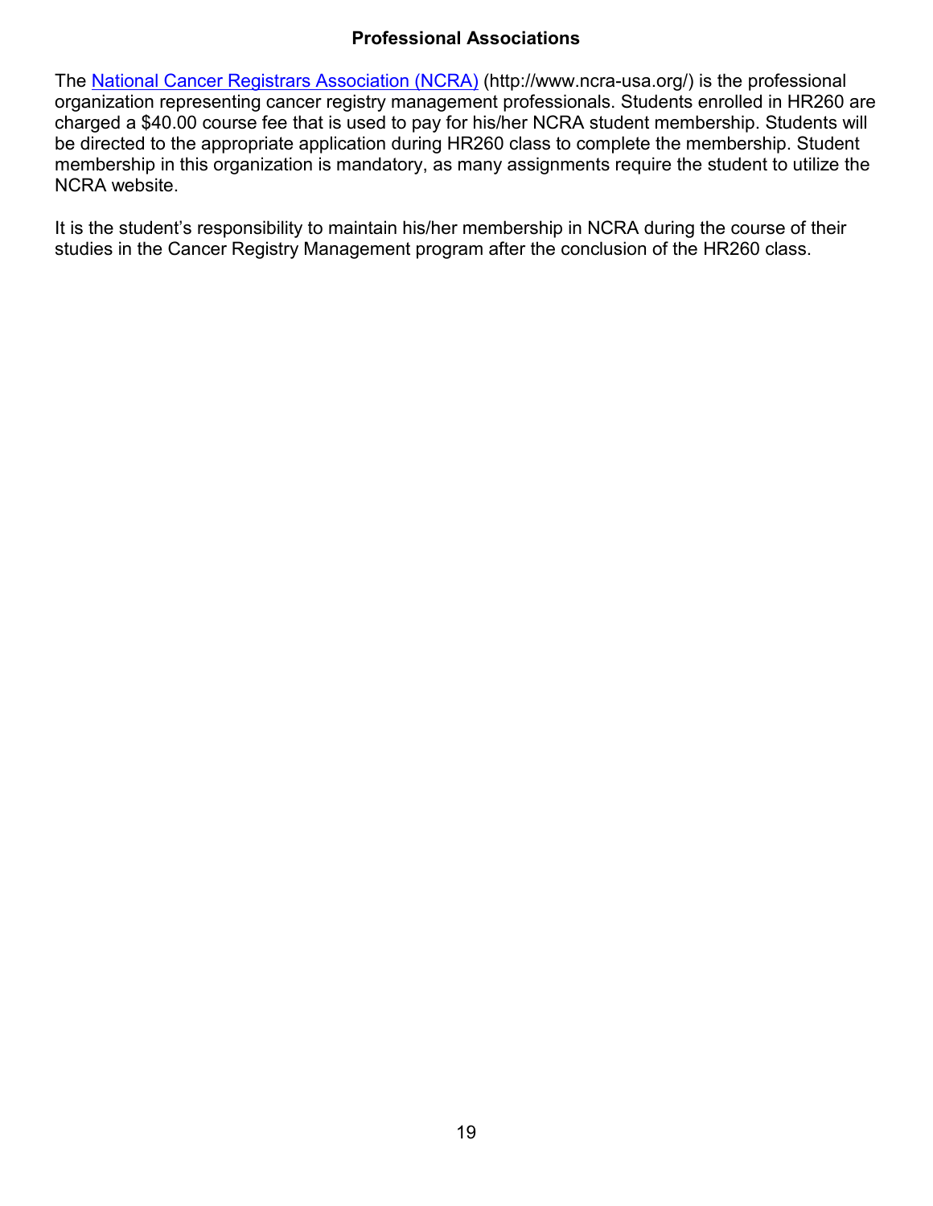# Professional Associations

The [National Cancer Registrars Association (NCRA)](http://www.ncra-usa.org/) (http://www.ncra-usa.org/) is the professional organization representing cancer registry management professionals. Students enrolled in HR260 are charged a $40.00 course fee that is used to pay for his/her NCRA student membership. Students will be directed to the appropriate application during HR260 class to complete the membership. Student membership in this organization is mandatory, as many assignments require the student to utilize the NCRA website.

It is the student's responsibility to maintain his/her membership in NCRA during the course of their studies in the Cancer Registry Management program after the conclusion of the HR260 class.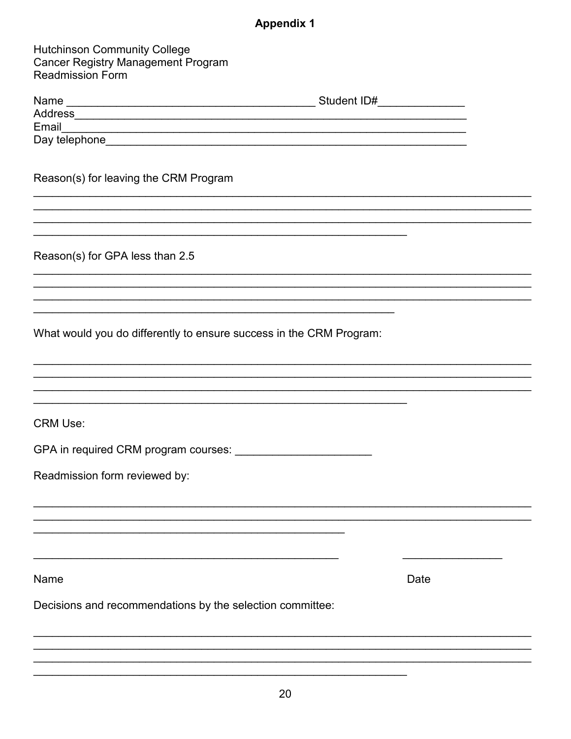## Appendix 1

Hutchinson Community College
Cancer Registry Management Program
Readmission Form

Name ________________________________________ Student ID#______________
Address_____________________________________________________________
Email_______________________________________________________________
Day telephone________________________________________________________

Reason(s) for leaving the CRM Program

________________________________________________________________________________
________________________________________________________________________________
________________________________________________________________________________
____________________________________________________________

Reason(s) for GPA less than 2.5

________________________________________________________________________________
________________________________________________________________________________
________________________________________________________________________________
__________________________________________________________

What would you do differently to ensure success in the CRM Program:

________________________________________________________________________________
________________________________________________________________________________
________________________________________________________________________________
____________________________________________________________

CRM Use:

GPA in required CRM program courses: ______________________

Readmission form reviewed by:

________________________________________________________________________________
________________________________________________________________________________
__________________________________________________

__________________________________________________ ________________

Name Date

Decisions and recommendations by the selection committee:

________________________________________________________________________________
________________________________________________________________________________
________________________________________________________________________________
____________________________________________________________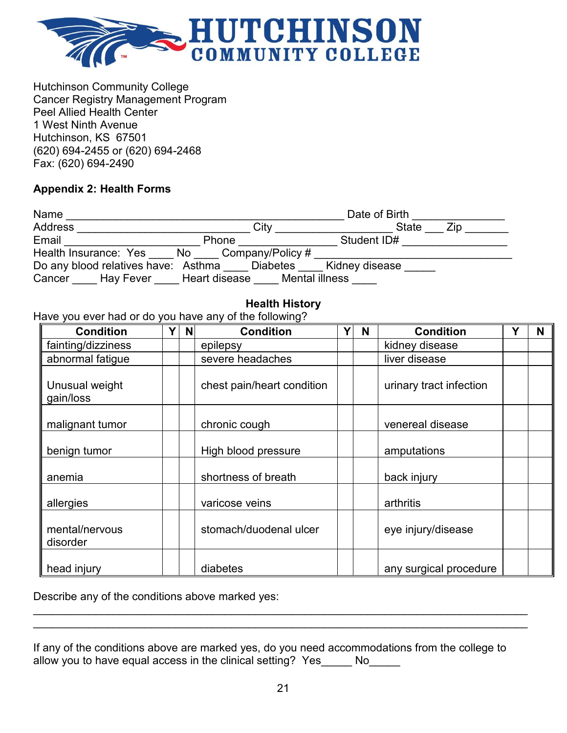**HUTCHINSON COMMUNITY COLLEGE**

Hutchinson Community College
Cancer Registry Management Program
Peel Allied Health Center
1 West Ninth Avenue
Hutchinson, KS  67501
(620) 694-2455 or (620) 694-2468
Fax: (620) 694-2490

**Appendix 2: Health Forms**

Name ______________________________________________ Date of Birth _______________
Address ____________________________ City ___________________ State ___ Zip _______
Email ______________________ Phone _______________ Student ID# _________________
Health Insurance:  Yes ____ No ____ Company/Policy # ________________________________
Do any blood relatives have:  Asthma ____ Diabetes ____ Kidney disease _____
Cancer ____ Hay Fever ____ Heart disease ____ Mental illness ____

**Health History**

Have you ever had or do you have any of the following?

| Condition | Y | N | Condition | Y | N | Condition | Y | N |
|---|---|---|---|---|---|---|---|---|
| fainting/dizziness | | | epilepsy | | | kidney disease | | |
| abnormal fatigue | | | severe headaches | | | liver disease | | |
| Unusual weight gain/loss | | | chest pain/heart condition | | | urinary tract infection | | |
| malignant tumor | | | chronic cough | | | venereal disease | | |
| benign tumor | | | High blood pressure | | | amputations | | |
| anemia | | | shortness of breath | | | back injury | | |
| allergies | | | varicose veins | | | arthritis | | |
| mental/nervous disorder | | | stomach/duodenal ulcer | | | eye injury/disease | | |
| head injury | | | diabetes | | | any surgical procedure | | |

Describe any of the conditions above marked yes:

_____________________________________________________________________________

_____________________________________________________________________________

If any of the conditions above are marked yes, do you need accommodations from the college to allow you to have equal access in the clinical setting?  Yes_____ No_____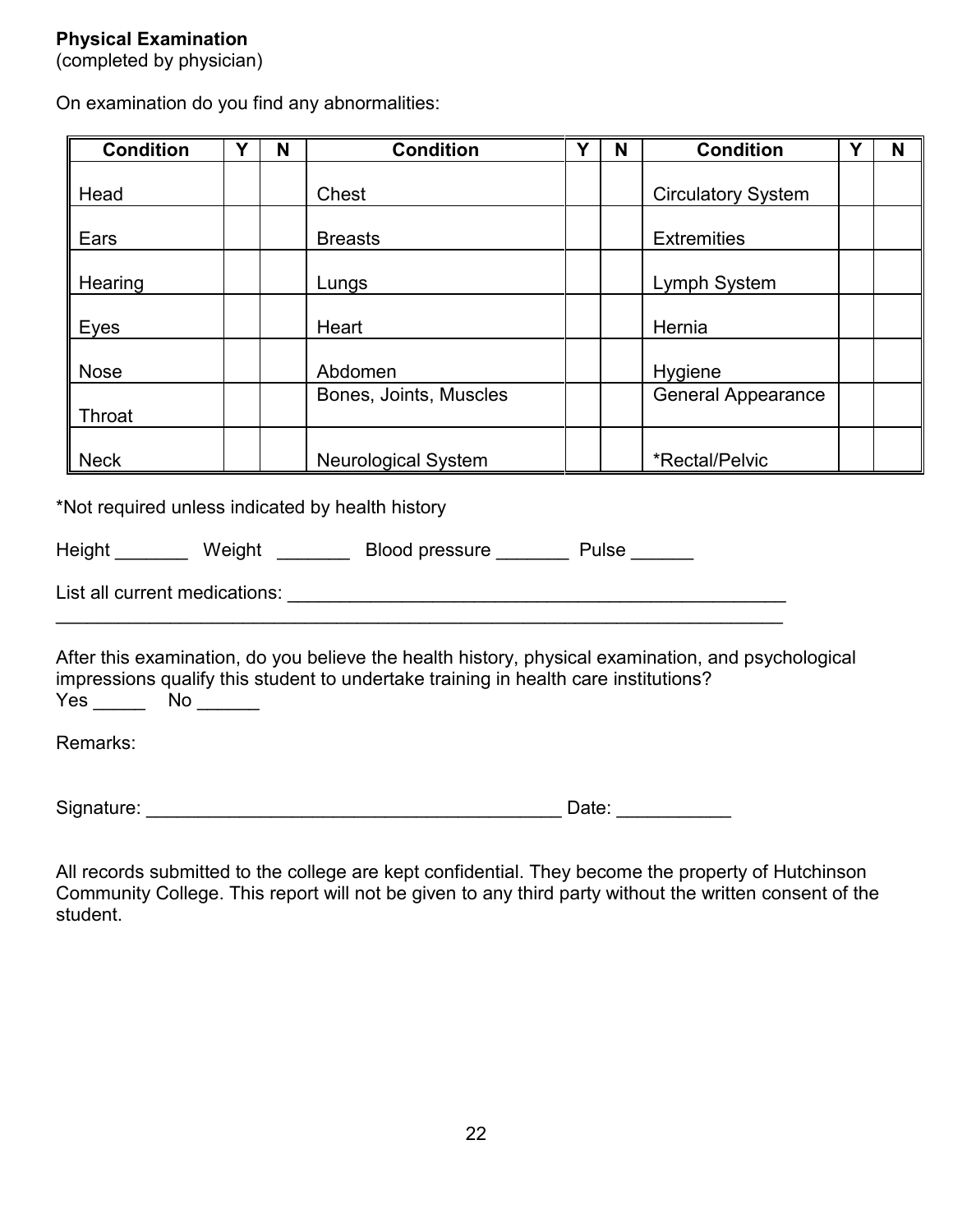**Physical Examination**
(completed by physician)

On examination do you find any abnormalities:

| Condition | Y | N | Condition | Y | N | Condition | Y | N |
|---|---|---|---|---|---|---|---|---|
| Head | | | Chest | | | Circulatory System | | |
| Ears | | | Breasts | | | Extremities | | |
| Hearing | | | Lungs | | | Lymph System | | |
| Eyes | | | Heart | | | Hernia | | |
| Nose | | | Abdomen | | | Hygiene | | |
| Throat | | | Bones, Joints, Muscles | | | General Appearance | | |
| Neck | | | Neurological System | | | *Rectal/Pelvic | | |

*Not required unless indicated by health history

Height _______ Weight _______ Blood pressure _______ Pulse ______

List all current medications: ___________________________________________________
_______________________________________________________________________

After this examination, do you believe the health history, physical examination, and psychological impressions qualify this student to undertake training in health care institutions?
Yes _____ No ______

Remarks:

Signature: _________________________________________ Date: ___________

All records submitted to the college are kept confidential. They become the property of Hutchinson Community College. This report will not be given to any third party without the written consent of the student.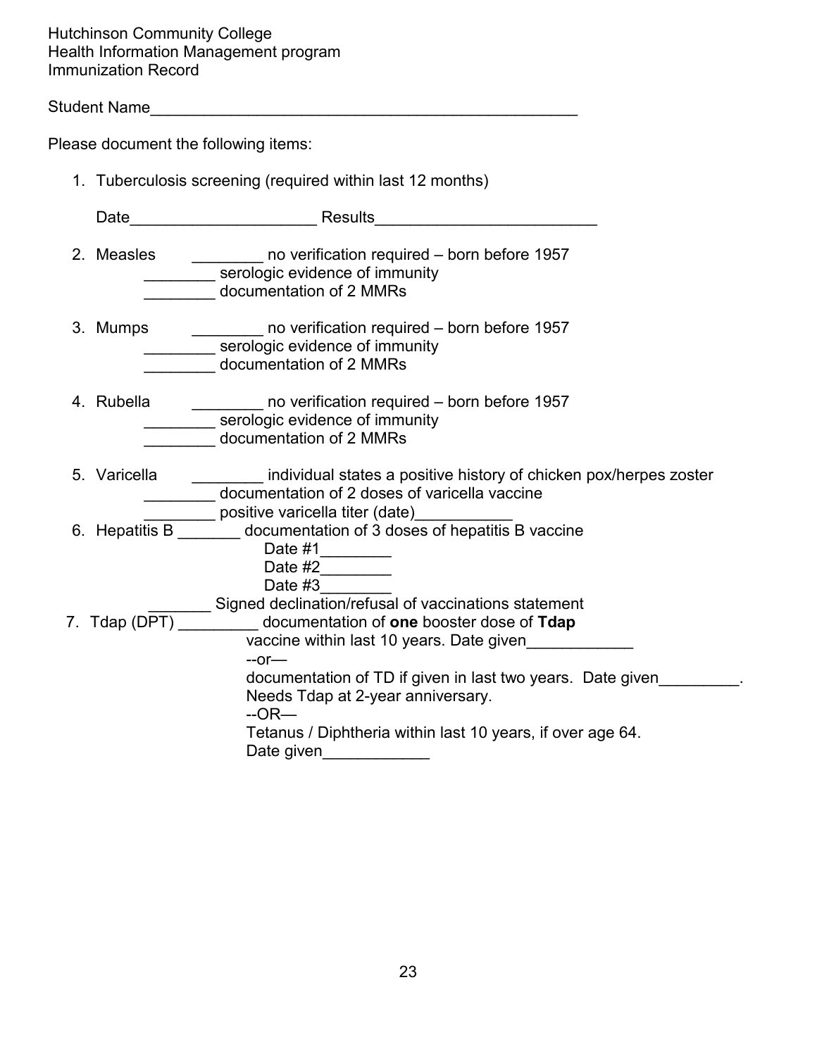Hutchinson Community College
Health Information Management program
Immunization Record

Student Name__________________________________________________

Please document the following items:

1. Tuberculosis screening (required within last 12 months)

   Date_____________________ Results_________________________

2. Measles ________ no verification required – born before 1957
   ________ serologic evidence of immunity
   ________ documentation of 2 MMRs

3. Mumps ________ no verification required – born before 1957
   ________ serologic evidence of immunity
   ________ documentation of 2 MMRs

4. Rubella ________ no verification required – born before 1957
   ________ serologic evidence of immunity
   ________ documentation of 2 MMRs

5. Varicella ________ individual states a positive history of chicken pox/herpes zoster
   ________ documentation of 2 doses of varicella vaccine
   ________ positive varicella titer (date)___________

6. Hepatitis B _______ documentation of 3 doses of hepatitis B vaccine
   Date #1________
   Date #2________
   Date #3________
   _______ Signed declination/refusal of vaccinations statement

7. Tdap (DPT) _________ documentation of **one** booster dose of **Tdap** vaccine within last 10 years. Date given____________
   --or—
   documentation of TD if given in last two years. Date given_________. Needs Tdap at 2-year anniversary.
   --OR—
   Tetanus / Diphtheria within last 10 years, if over age 64.
   Date given____________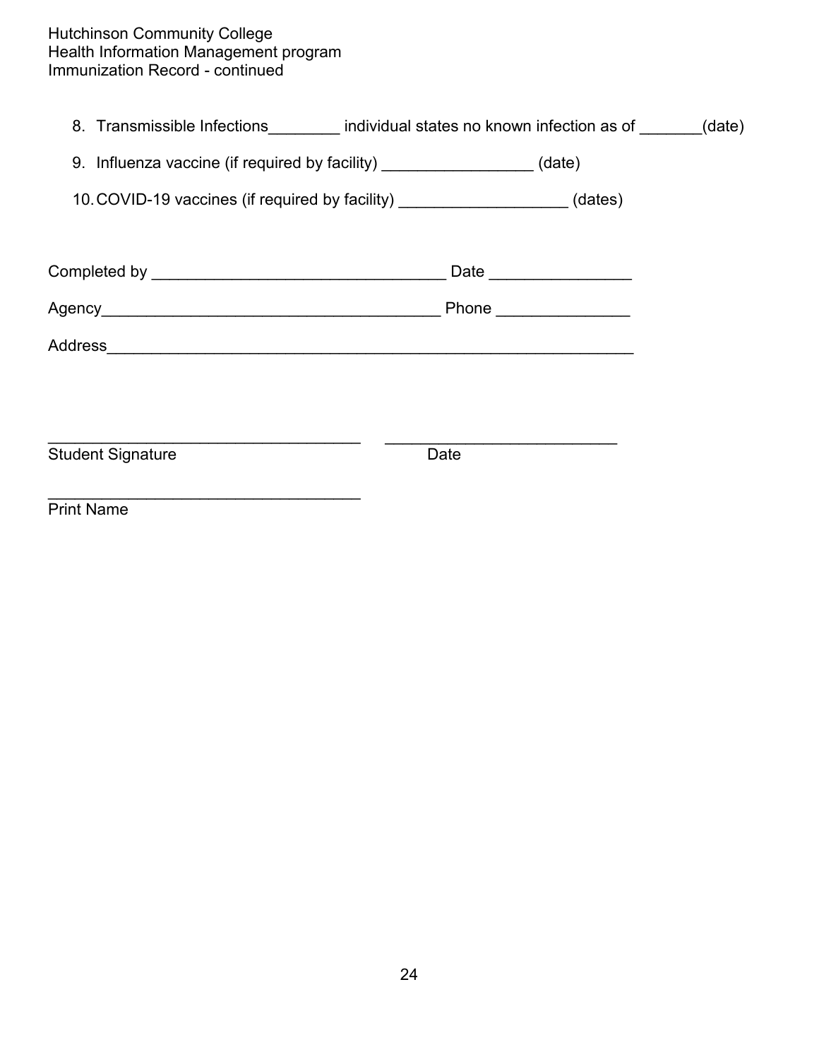Hutchinson Community College
Health Information Management program
Immunization Record - continued

8. Transmissible Infections________ individual states no known infection as of _______(date)
9. Influenza vaccine (if required by facility) _________________ (date)
10. COVID-19 vaccines (if required by facility) ___________________ (dates)

Completed by _________________________________ Date ________________

Agency_______________________________________ Phone _______________

Address____________________________________________________________

___________________________________ ___________________________
Student Signature Date

___________________________________
Print Name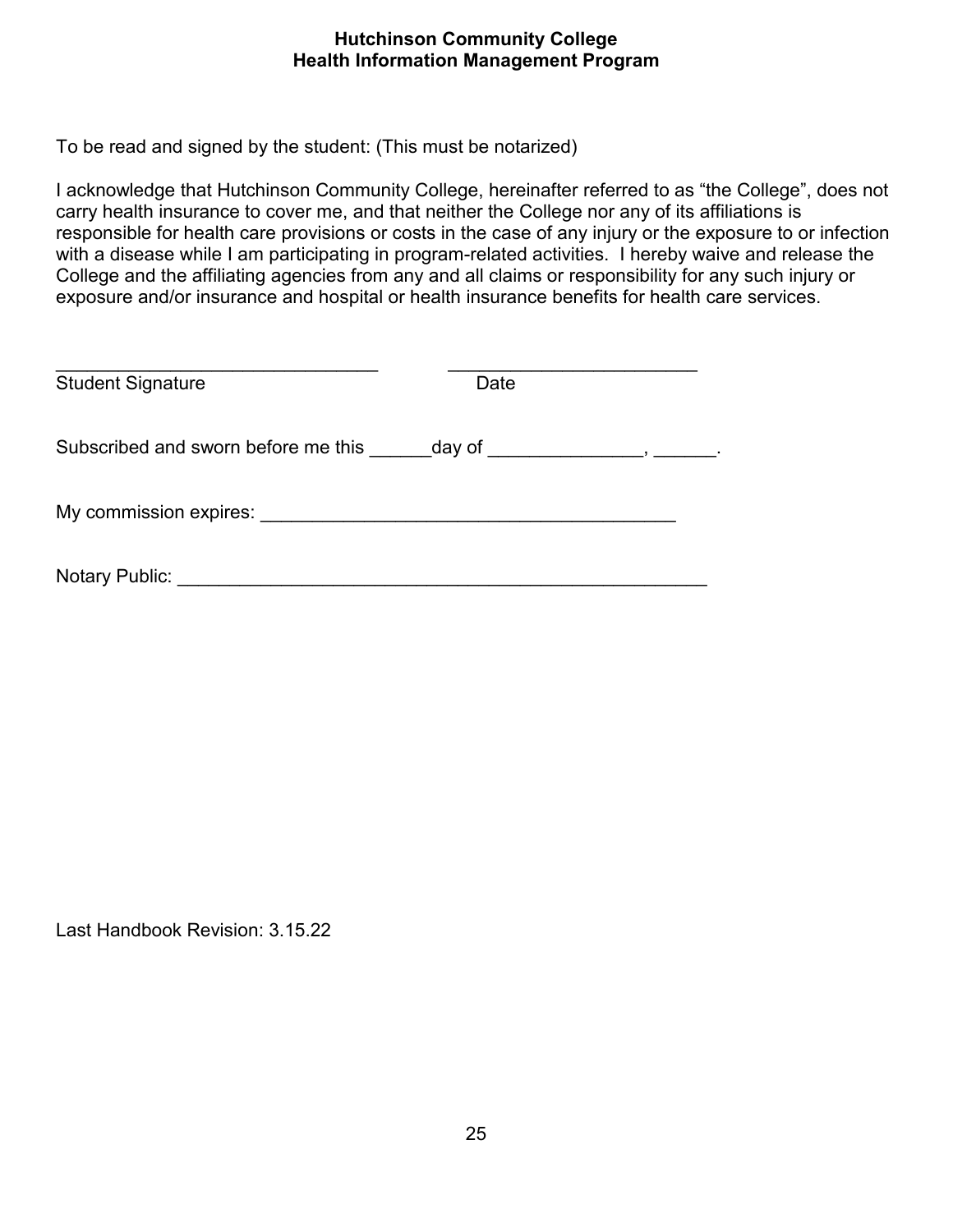**Hutchinson Community College**
**Health Information Management Program**

To be read and signed by the student: (This must be notarized)

I acknowledge that Hutchinson Community College, hereinafter referred to as "the College", does not carry health insurance to cover me, and that neither the College nor any of its affiliations is responsible for health care provisions or costs in the case of any injury or the exposure to or infection with a disease while I am participating in program-related activities. I hereby waive and release the College and the affiliating agencies from any and all claims or responsibility for any such injury or exposure and/or insurance and hospital or health insurance benefits for health care services.

________________________________ &nbsp;&nbsp;&nbsp;&nbsp; _________________________
Student Signature &nbsp;&nbsp;&nbsp;&nbsp; Date

Subscribed and sworn before me this ______day of _______________, ______.

My commission expires: _________________________________________

Notary Public: _____________________________________________________

Last Handbook Revision: 3.15.22